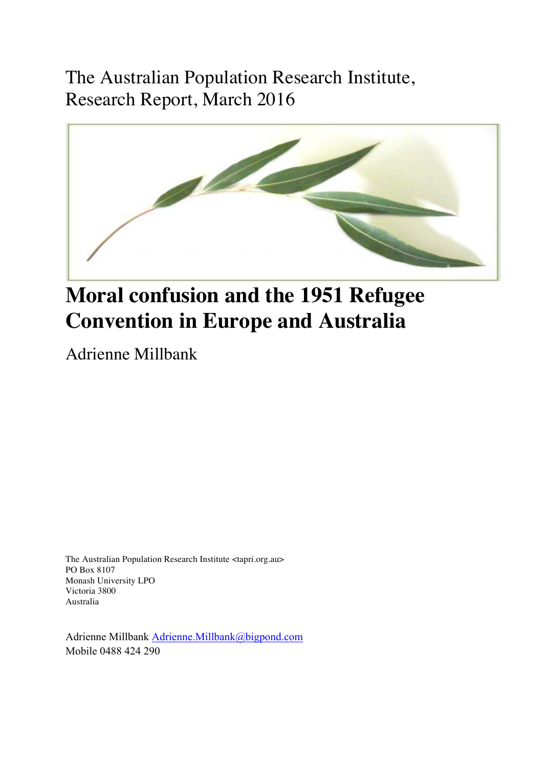The Australian Population Research Institute, Research Report, March 2016

# Moral confusion and the 1951 Refugee Convention in Europe and Australia

Adrienne Millbank

The Australian Population Research Institute <tapri.org.au>
PO Box 8107
Monash University LPO
Victoria 3800
Australia

Adrienne Millbank [Adrienne.Millbank@bigpond.com](mailto:Adrienne.Millbank@bigpond.com)
Mobile 0488 424 290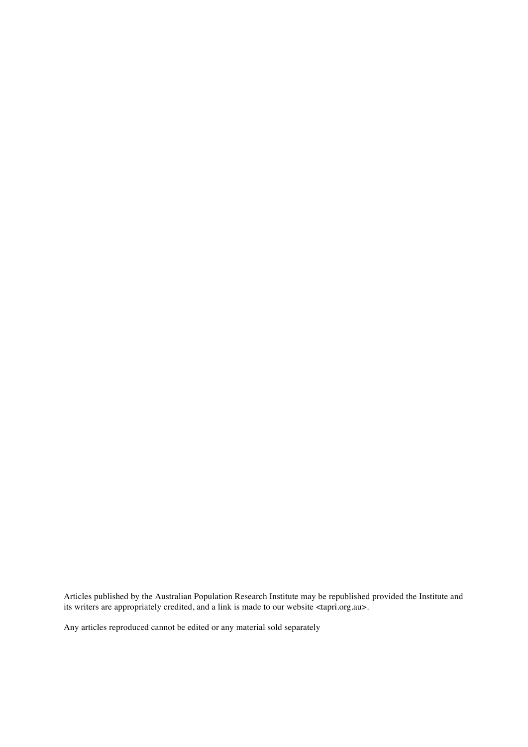Articles published by the Australian Population Research Institute may be republished provided the Institute and its writers are appropriately credited, and a link is made to our website <tapri.org.au>.

Any articles reproduced cannot be edited or any material sold separately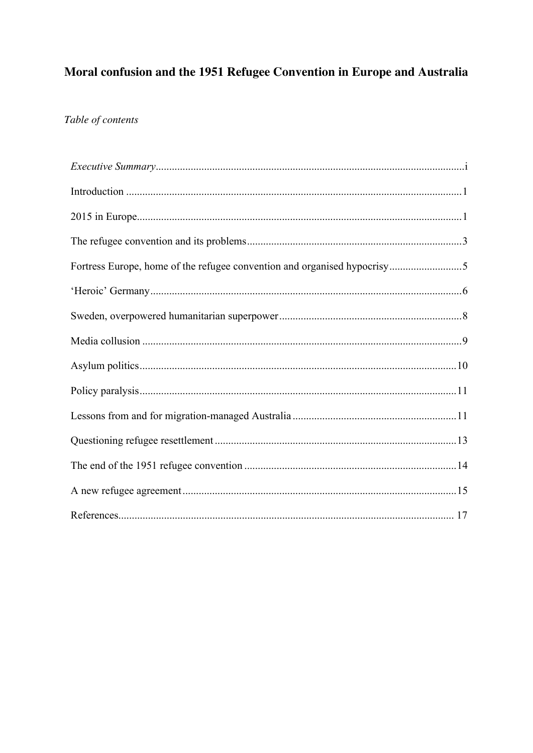# Moral confusion and the 1951 Refugee Convention in Europe and Australia

*Table of contents*

*Executive Summary*................................................................................................................i

Introduction ...........................................................................................................................1

2015 in Europe.......................................................................................................................1

The refugee convention and its problems ...............................................................................3

Fortress Europe, home of the refugee convention and organised hypocrisy...........................5

'Heroic' Germany...................................................................................................................6

Sweden, overpowered humanitarian superpower...................................................................8

Media collusion .....................................................................................................................9

Asylum politics....................................................................................................................10

Policy paralysis....................................................................................................................11

Lessons from and for migration-managed Australia ............................................................11

Questioning refugee resettlement .........................................................................................13

The end of the 1951 refugee convention ..............................................................................14

A new refugee agreement....................................................................................................15

References........................................................................................................................... 17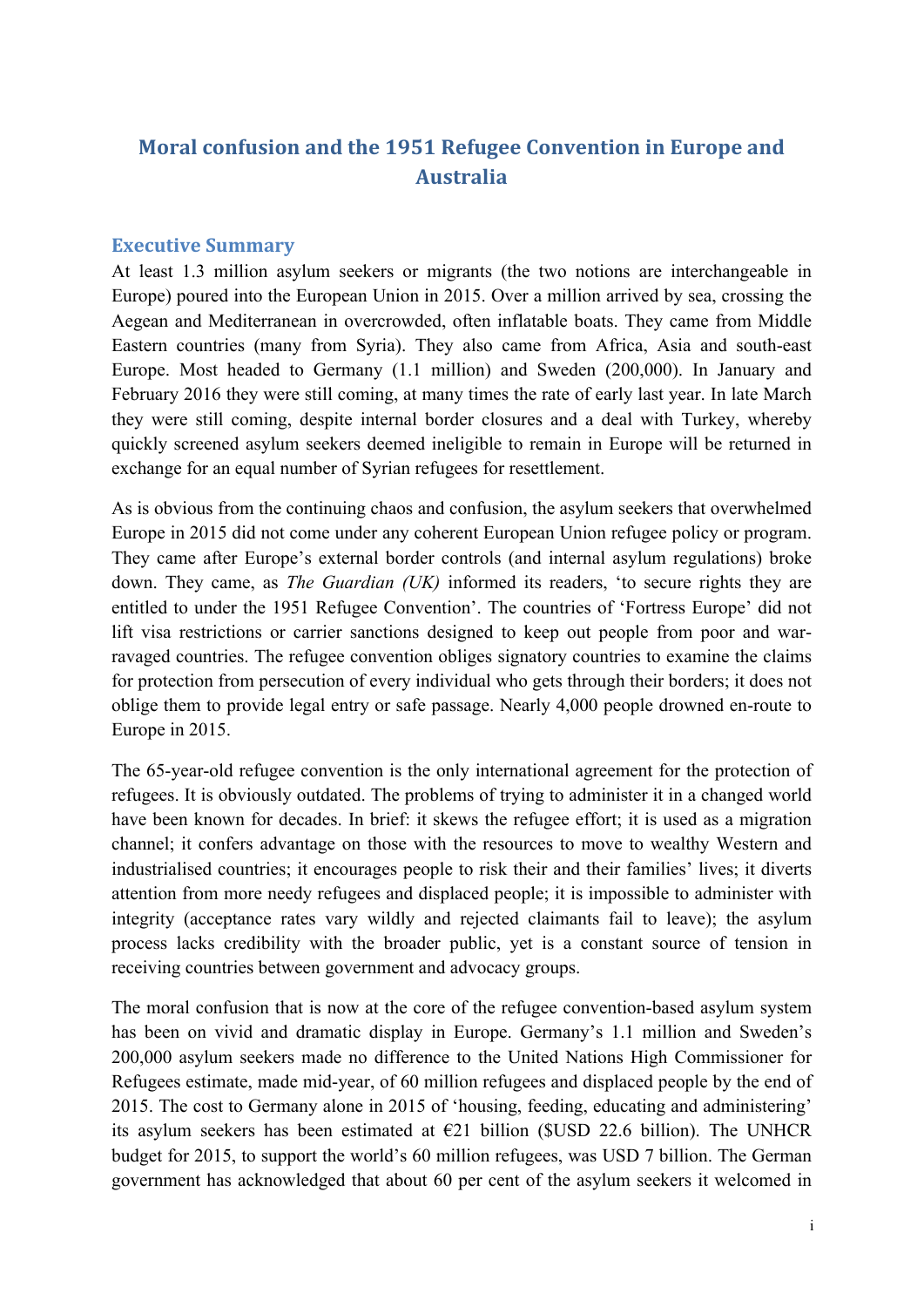# Moral confusion and the 1951 Refugee Convention in Europe and Australia

## Executive Summary

At least 1.3 million asylum seekers or migrants (the two notions are interchangeable in Europe) poured into the European Union in 2015. Over a million arrived by sea, crossing the Aegean and Mediterranean in overcrowded, often inflatable boats. They came from Middle Eastern countries (many from Syria). They also came from Africa, Asia and south-east Europe. Most headed to Germany (1.1 million) and Sweden (200,000). In January and February 2016 they were still coming, at many times the rate of early last year. In late March they were still coming, despite internal border closures and a deal with Turkey, whereby quickly screened asylum seekers deemed ineligible to remain in Europe will be returned in exchange for an equal number of Syrian refugees for resettlement.

As is obvious from the continuing chaos and confusion, the asylum seekers that overwhelmed Europe in 2015 did not come under any coherent European Union refugee policy or program. They came after Europe's external border controls (and internal asylum regulations) broke down. They came, as *The Guardian (UK)* informed its readers, 'to secure rights they are entitled to under the 1951 Refugee Convention'. The countries of 'Fortress Europe' did not lift visa restrictions or carrier sanctions designed to keep out people from poor and war-ravaged countries. The refugee convention obliges signatory countries to examine the claims for protection from persecution of every individual who gets through their borders; it does not oblige them to provide legal entry or safe passage. Nearly 4,000 people drowned en-route to Europe in 2015.

The 65-year-old refugee convention is the only international agreement for the protection of refugees. It is obviously outdated. The problems of trying to administer it in a changed world have been known for decades. In brief: it skews the refugee effort; it is used as a migration channel; it confers advantage on those with the resources to move to wealthy Western and industrialised countries; it encourages people to risk their and their families' lives; it diverts attention from more needy refugees and displaced people; it is impossible to administer with integrity (acceptance rates vary wildly and rejected claimants fail to leave); the asylum process lacks credibility with the broader public, yet is a constant source of tension in receiving countries between government and advocacy groups.

The moral confusion that is now at the core of the refugee convention-based asylum system has been on vivid and dramatic display in Europe. Germany's 1.1 million and Sweden's 200,000 asylum seekers made no difference to the United Nations High Commissioner for Refugees estimate, made mid-year, of 60 million refugees and displaced people by the end of 2015. The cost to Germany alone in 2015 of 'housing, feeding, educating and administering' its asylum seekers has been estimated at €21 billion ($USD 22.6 billion). The UNHCR budget for 2015, to support the world's 60 million refugees, was USD 7 billion. The German government has acknowledged that about 60 per cent of the asylum seekers it welcomed in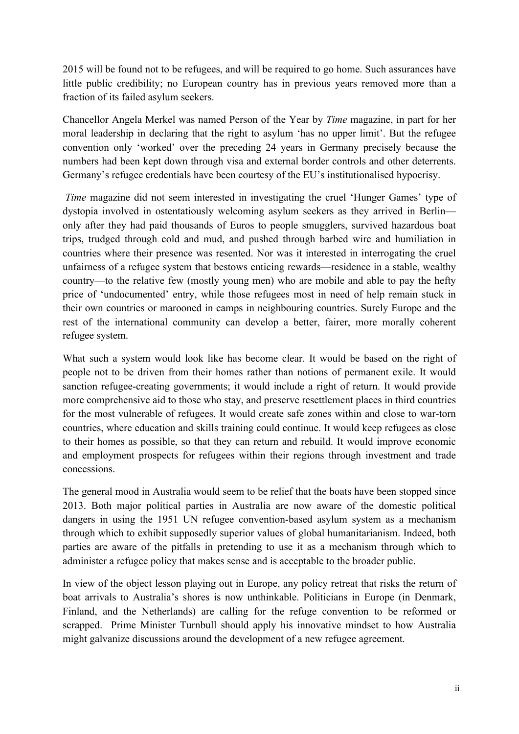2015 will be found not to be refugees, and will be required to go home. Such assurances have little public credibility; no European country has in previous years removed more than a fraction of its failed asylum seekers.

Chancellor Angela Merkel was named Person of the Year by *Time* magazine, in part for her moral leadership in declaring that the right to asylum 'has no upper limit'. But the refugee convention only 'worked' over the preceding 24 years in Germany precisely because the numbers had been kept down through visa and external border controls and other deterrents. Germany's refugee credentials have been courtesy of the EU's institutionalised hypocrisy.

*Time* magazine did not seem interested in investigating the cruel 'Hunger Games' type of dystopia involved in ostentatiously welcoming asylum seekers as they arrived in Berlin—only after they had paid thousands of Euros to people smugglers, survived hazardous boat trips, trudged through cold and mud, and pushed through barbed wire and humiliation in countries where their presence was resented. Nor was it interested in interrogating the cruel unfairness of a refugee system that bestows enticing rewards—residence in a stable, wealthy country—to the relative few (mostly young men) who are mobile and able to pay the hefty price of 'undocumented' entry, while those refugees most in need of help remain stuck in their own countries or marooned in camps in neighbouring countries. Surely Europe and the rest of the international community can develop a better, fairer, more morally coherent refugee system.

What such a system would look like has become clear. It would be based on the right of people not to be driven from their homes rather than notions of permanent exile. It would sanction refugee-creating governments; it would include a right of return. It would provide more comprehensive aid to those who stay, and preserve resettlement places in third countries for the most vulnerable of refugees. It would create safe zones within and close to war-torn countries, where education and skills training could continue. It would keep refugees as close to their homes as possible, so that they can return and rebuild. It would improve economic and employment prospects for refugees within their regions through investment and trade concessions.

The general mood in Australia would seem to be relief that the boats have been stopped since 2013. Both major political parties in Australia are now aware of the domestic political dangers in using the 1951 UN refugee convention-based asylum system as a mechanism through which to exhibit supposedly superior values of global humanitarianism. Indeed, both parties are aware of the pitfalls in pretending to use it as a mechanism through which to administer a refugee policy that makes sense and is acceptable to the broader public.

In view of the object lesson playing out in Europe, any policy retreat that risks the return of boat arrivals to Australia's shores is now unthinkable. Politicians in Europe (in Denmark, Finland, and the Netherlands) are calling for the refuge convention to be reformed or scrapped. Prime Minister Turnbull should apply his innovative mindset to how Australia might galvanize discussions around the development of a new refugee agreement.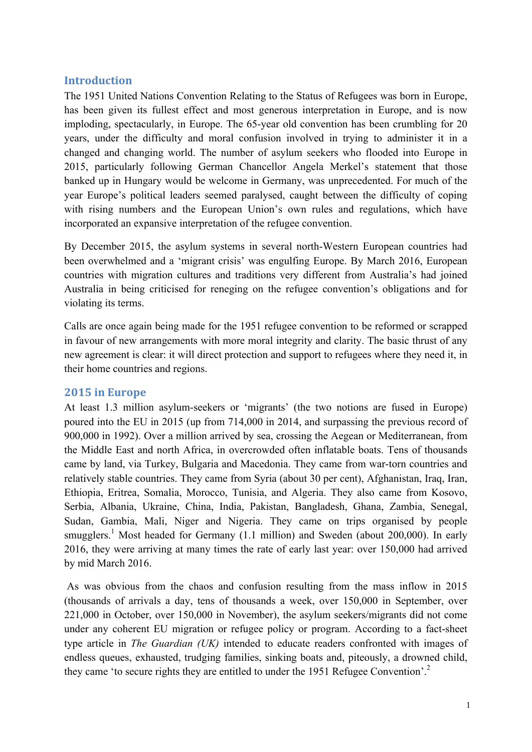## Introduction

The 1951 United Nations Convention Relating to the Status of Refugees was born in Europe, has been given its fullest effect and most generous interpretation in Europe, and is now imploding, spectacularly, in Europe. The 65-year old convention has been crumbling for 20 years, under the difficulty and moral confusion involved in trying to administer it in a changed and changing world. The number of asylum seekers who flooded into Europe in 2015, particularly following German Chancellor Angela Merkel's statement that those banked up in Hungary would be welcome in Germany, was unprecedented. For much of the year Europe's political leaders seemed paralysed, caught between the difficulty of coping with rising numbers and the European Union's own rules and regulations, which have incorporated an expansive interpretation of the refugee convention.

By December 2015, the asylum systems in several north-Western European countries had been overwhelmed and a 'migrant crisis' was engulfing Europe. By March 2016, European countries with migration cultures and traditions very different from Australia's had joined Australia in being criticised for reneging on the refugee convention's obligations and for violating its terms.

Calls are once again being made for the 1951 refugee convention to be reformed or scrapped in favour of new arrangements with more moral integrity and clarity. The basic thrust of any new agreement is clear: it will direct protection and support to refugees where they need it, in their home countries and regions.

## 2015 in Europe

At least 1.3 million asylum-seekers or 'migrants' (the two notions are fused in Europe) poured into the EU in 2015 (up from 714,000 in 2014, and surpassing the previous record of 900,000 in 1992). Over a million arrived by sea, crossing the Aegean or Mediterranean, from the Middle East and north Africa, in overcrowded often inflatable boats. Tens of thousands came by land, via Turkey, Bulgaria and Macedonia. They came from war-torn countries and relatively stable countries. They came from Syria (about 30 per cent), Afghanistan, Iraq, Iran, Ethiopia, Eritrea, Somalia, Morocco, Tunisia, and Algeria. They also came from Kosovo, Serbia, Albania, Ukraine, China, India, Pakistan, Bangladesh, Ghana, Zambia, Senegal, Sudan, Gambia, Mali, Niger and Nigeria. They came on trips organised by people smugglers.[1] Most headed for Germany (1.1 million) and Sweden (about 200,000). In early 2016, they were arriving at many times the rate of early last year: over 150,000 had arrived by mid March 2016.

As was obvious from the chaos and confusion resulting from the mass inflow in 2015 (thousands of arrivals a day, tens of thousands a week, over 150,000 in September, over 221,000 in October, over 150,000 in November), the asylum seekers/migrants did not come under any coherent EU migration or refugee policy or program. According to a fact-sheet type article in *The Guardian (UK)* intended to educate readers confronted with images of endless queues, exhausted, trudging families, sinking boats and, piteously, a drowned child, they came 'to secure rights they are entitled to under the 1951 Refugee Convention'.[2]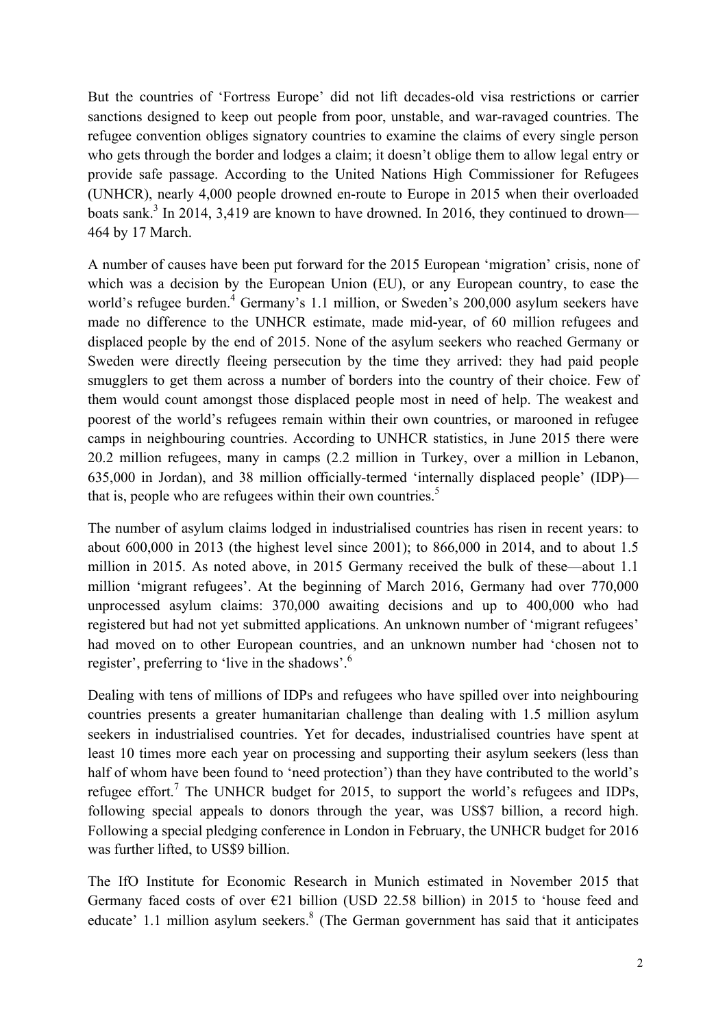But the countries of 'Fortress Europe' did not lift decades-old visa restrictions or carrier sanctions designed to keep out people from poor, unstable, and war-ravaged countries. The refugee convention obliges signatory countries to examine the claims of every single person who gets through the border and lodges a claim; it doesn't oblige them to allow legal entry or provide safe passage. According to the United Nations High Commissioner for Refugees (UNHCR), nearly 4,000 people drowned en-route to Europe in 2015 when their overloaded boats sank.[3] In 2014, 3,419 are known to have drowned. In 2016, they continued to drown—464 by 17 March.

A number of causes have been put forward for the 2015 European 'migration' crisis, none of which was a decision by the European Union (EU), or any European country, to ease the world's refugee burden.[4] Germany's 1.1 million, or Sweden's 200,000 asylum seekers have made no difference to the UNHCR estimate, made mid-year, of 60 million refugees and displaced people by the end of 2015. None of the asylum seekers who reached Germany or Sweden were directly fleeing persecution by the time they arrived: they had paid people smugglers to get them across a number of borders into the country of their choice. Few of them would count amongst those displaced people most in need of help. The weakest and poorest of the world's refugees remain within their own countries, or marooned in refugee camps in neighbouring countries. According to UNHCR statistics, in June 2015 there were 20.2 million refugees, many in camps (2.2 million in Turkey, over a million in Lebanon, 635,000 in Jordan), and 38 million officially-termed 'internally displaced people' (IDP)—that is, people who are refugees within their own countries.[5]

The number of asylum claims lodged in industrialised countries has risen in recent years: to about 600,000 in 2013 (the highest level since 2001); to 866,000 in 2014, and to about 1.5 million in 2015. As noted above, in 2015 Germany received the bulk of these—about 1.1 million 'migrant refugees'. At the beginning of March 2016, Germany had over 770,000 unprocessed asylum claims: 370,000 awaiting decisions and up to 400,000 who had registered but had not yet submitted applications. An unknown number of 'migrant refugees' had moved on to other European countries, and an unknown number had 'chosen not to register', preferring to 'live in the shadows'.[6]

Dealing with tens of millions of IDPs and refugees who have spilled over into neighbouring countries presents a greater humanitarian challenge than dealing with 1.5 million asylum seekers in industrialised countries. Yet for decades, industrialised countries have spent at least 10 times more each year on processing and supporting their asylum seekers (less than half of whom have been found to 'need protection') than they have contributed to the world's refugee effort.[7] The UNHCR budget for 2015, to support the world's refugees and IDPs, following special appeals to donors through the year, was US$7 billion, a record high. Following a special pledging conference in London in February, the UNHCR budget for 2016 was further lifted, to US$9 billion.

The IfO Institute for Economic Research in Munich estimated in November 2015 that Germany faced costs of over €21 billion (USD 22.58 billion) in 2015 to 'house feed and educate' 1.1 million asylum seekers.[8] (The German government has said that it anticipates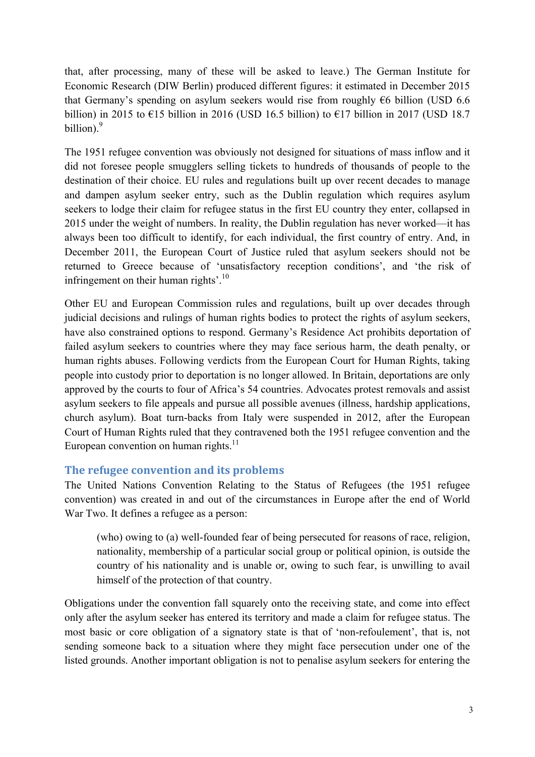that, after processing, many of these will be asked to leave.) The German Institute for Economic Research (DIW Berlin) produced different figures: it estimated in December 2015 that Germany's spending on asylum seekers would rise from roughly €6 billion (USD 6.6 billion) in 2015 to €15 billion in 2016 (USD 16.5 billion) to €17 billion in 2017 (USD 18.7 billion).[9]

The 1951 refugee convention was obviously not designed for situations of mass inflow and it did not foresee people smugglers selling tickets to hundreds of thousands of people to the destination of their choice. EU rules and regulations built up over recent decades to manage and dampen asylum seeker entry, such as the Dublin regulation which requires asylum seekers to lodge their claim for refugee status in the first EU country they enter, collapsed in 2015 under the weight of numbers. In reality, the Dublin regulation has never worked—it has always been too difficult to identify, for each individual, the first country of entry. And, in December 2011, the European Court of Justice ruled that asylum seekers should not be returned to Greece because of 'unsatisfactory reception conditions', and 'the risk of infringement on their human rights'.[10]

Other EU and European Commission rules and regulations, built up over decades through judicial decisions and rulings of human rights bodies to protect the rights of asylum seekers, have also constrained options to respond. Germany's Residence Act prohibits deportation of failed asylum seekers to countries where they may face serious harm, the death penalty, or human rights abuses. Following verdicts from the European Court for Human Rights, taking people into custody prior to deportation is no longer allowed. In Britain, deportations are only approved by the courts to four of Africa's 54 countries. Advocates protest removals and assist asylum seekers to file appeals and pursue all possible avenues (illness, hardship applications, church asylum). Boat turn-backs from Italy were suspended in 2012, after the European Court of Human Rights ruled that they contravened both the 1951 refugee convention and the European convention on human rights.[11]

## The refugee convention and its problems

The United Nations Convention Relating to the Status of Refugees (the 1951 refugee convention) was created in and out of the circumstances in Europe after the end of World War Two. It defines a refugee as a person:

> (who) owing to (a) well-founded fear of being persecuted for reasons of race, religion, nationality, membership of a particular social group or political opinion, is outside the country of his nationality and is unable or, owing to such fear, is unwilling to avail himself of the protection of that country.

Obligations under the convention fall squarely onto the receiving state, and come into effect only after the asylum seeker has entered its territory and made a claim for refugee status. The most basic or core obligation of a signatory state is that of 'non-refoulement', that is, not sending someone back to a situation where they might face persecution under one of the listed grounds. Another important obligation is not to penalise asylum seekers for entering the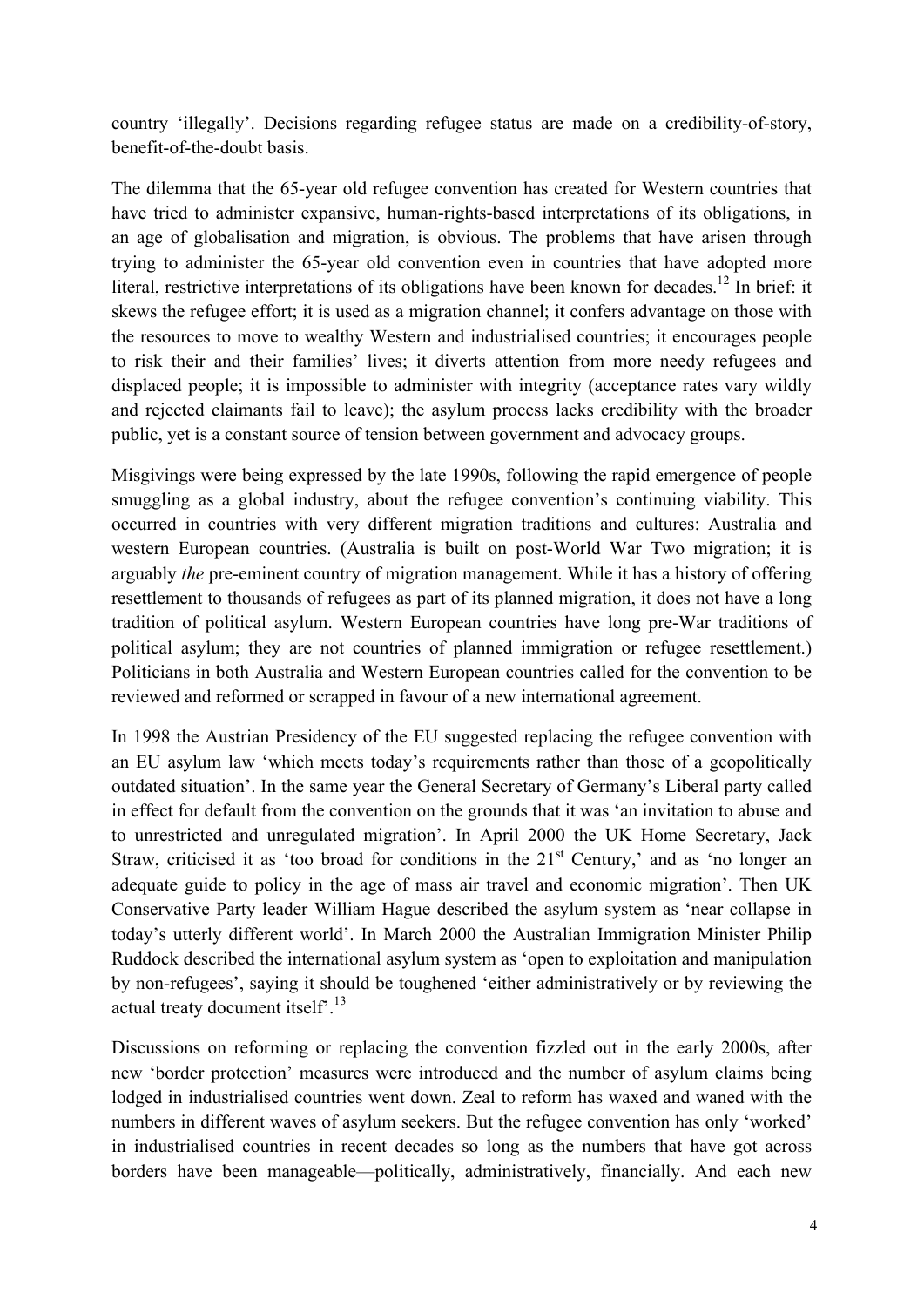country 'illegally'. Decisions regarding refugee status are made on a credibility-of-story, benefit-of-the-doubt basis.

The dilemma that the 65-year old refugee convention has created for Western countries that have tried to administer expansive, human-rights-based interpretations of its obligations, in an age of globalisation and migration, is obvious. The problems that have arisen through trying to administer the 65-year old convention even in countries that have adopted more literal, restrictive interpretations of its obligations have been known for decades.[12] In brief: it skews the refugee effort; it is used as a migration channel; it confers advantage on those with the resources to move to wealthy Western and industrialised countries; it encourages people to risk their and their families' lives; it diverts attention from more needy refugees and displaced people; it is impossible to administer with integrity (acceptance rates vary wildly and rejected claimants fail to leave); the asylum process lacks credibility with the broader public, yet is a constant source of tension between government and advocacy groups.

Misgivings were being expressed by the late 1990s, following the rapid emergence of people smuggling as a global industry, about the refugee convention's continuing viability. This occurred in countries with very different migration traditions and cultures: Australia and western European countries. (Australia is built on post-World War Two migration; it is arguably *the* pre-eminent country of migration management. While it has a history of offering resettlement to thousands of refugees as part of its planned migration, it does not have a long tradition of political asylum. Western European countries have long pre-War traditions of political asylum; they are not countries of planned immigration or refugee resettlement.) Politicians in both Australia and Western European countries called for the convention to be reviewed and reformed or scrapped in favour of a new international agreement.

In 1998 the Austrian Presidency of the EU suggested replacing the refugee convention with an EU asylum law 'which meets today's requirements rather than those of a geopolitically outdated situation'. In the same year the General Secretary of Germany's Liberal party called in effect for default from the convention on the grounds that it was 'an invitation to abuse and to unrestricted and unregulated migration'. In April 2000 the UK Home Secretary, Jack Straw, criticised it as 'too broad for conditions in the 21st Century,' and as 'no longer an adequate guide to policy in the age of mass air travel and economic migration'. Then UK Conservative Party leader William Hague described the asylum system as 'near collapse in today's utterly different world'. In March 2000 the Australian Immigration Minister Philip Ruddock described the international asylum system as 'open to exploitation and manipulation by non-refugees', saying it should be toughened 'either administratively or by reviewing the actual treaty document itself'.[13]

Discussions on reforming or replacing the convention fizzled out in the early 2000s, after new 'border protection' measures were introduced and the number of asylum claims being lodged in industrialised countries went down. Zeal to reform has waxed and waned with the numbers in different waves of asylum seekers. But the refugee convention has only 'worked' in industrialised countries in recent decades so long as the numbers that have got across borders have been manageable—politically, administratively, financially. And each new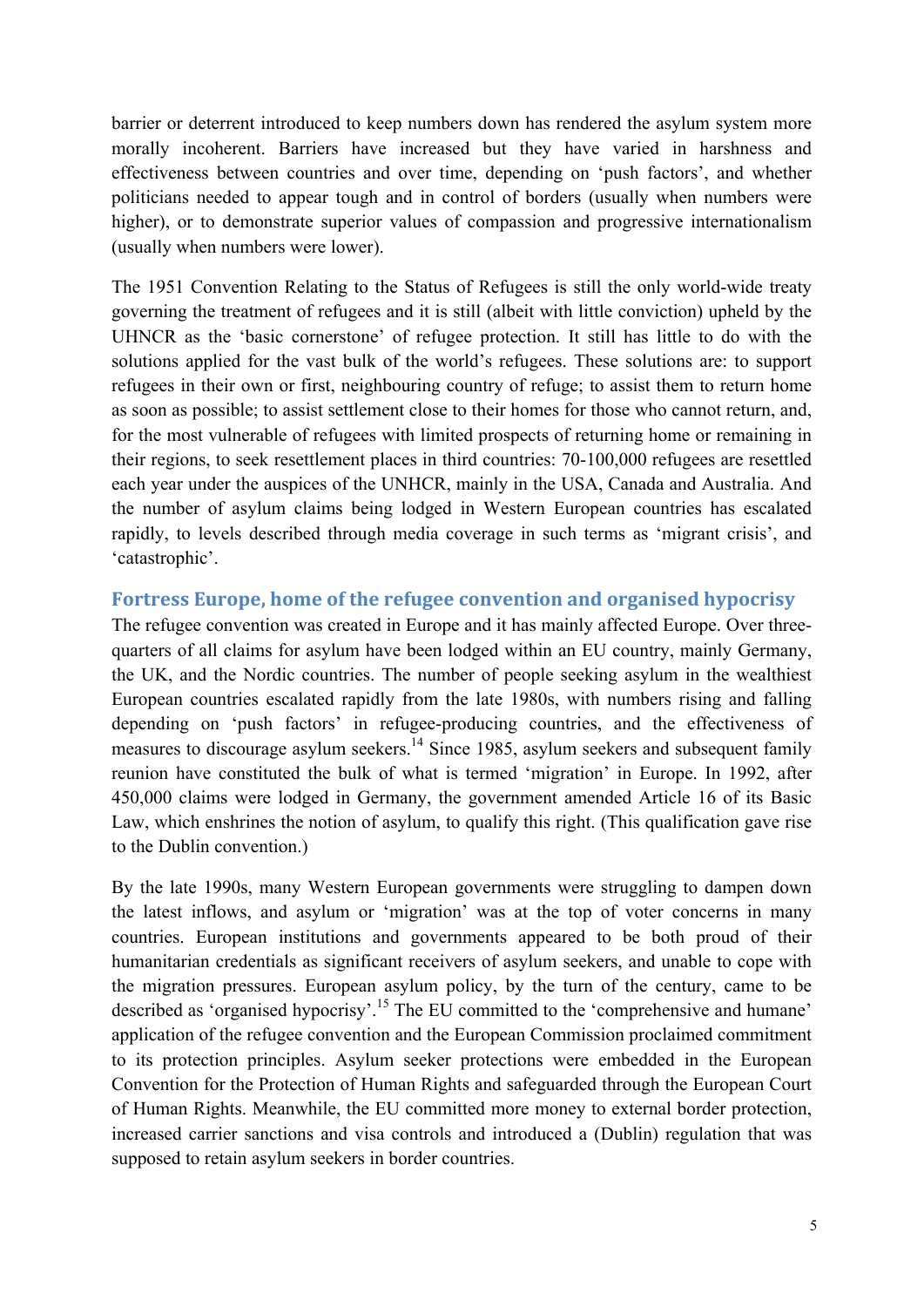barrier or deterrent introduced to keep numbers down has rendered the asylum system more morally incoherent. Barriers have increased but they have varied in harshness and effectiveness between countries and over time, depending on 'push factors', and whether politicians needed to appear tough and in control of borders (usually when numbers were higher), or to demonstrate superior values of compassion and progressive internationalism (usually when numbers were lower).

The 1951 Convention Relating to the Status of Refugees is still the only world-wide treaty governing the treatment of refugees and it is still (albeit with little conviction) upheld by the UHNCR as the 'basic cornerstone' of refugee protection. It still has little to do with the solutions applied for the vast bulk of the world's refugees. These solutions are: to support refugees in their own or first, neighbouring country of refuge; to assist them to return home as soon as possible; to assist settlement close to their homes for those who cannot return, and, for the most vulnerable of refugees with limited prospects of returning home or remaining in their regions, to seek resettlement places in third countries: 70-100,000 refugees are resettled each year under the auspices of the UNHCR, mainly in the USA, Canada and Australia. And the number of asylum claims being lodged in Western European countries has escalated rapidly, to levels described through media coverage in such terms as 'migrant crisis', and 'catastrophic'.

## Fortress Europe, home of the refugee convention and organised hypocrisy

The refugee convention was created in Europe and it has mainly affected Europe. Over three-quarters of all claims for asylum have been lodged within an EU country, mainly Germany, the UK, and the Nordic countries. The number of people seeking asylum in the wealthiest European countries escalated rapidly from the late 1980s, with numbers rising and falling depending on 'push factors' in refugee-producing countries, and the effectiveness of measures to discourage asylum seekers.[14] Since 1985, asylum seekers and subsequent family reunion have constituted the bulk of what is termed 'migration' in Europe. In 1992, after 450,000 claims were lodged in Germany, the government amended Article 16 of its Basic Law, which enshrines the notion of asylum, to qualify this right. (This qualification gave rise to the Dublin convention.)

By the late 1990s, many Western European governments were struggling to dampen down the latest inflows, and asylum or 'migration' was at the top of voter concerns in many countries. European institutions and governments appeared to be both proud of their humanitarian credentials as significant receivers of asylum seekers, and unable to cope with the migration pressures. European asylum policy, by the turn of the century, came to be described as 'organised hypocrisy'.[15] The EU committed to the 'comprehensive and humane' application of the refugee convention and the European Commission proclaimed commitment to its protection principles. Asylum seeker protections were embedded in the European Convention for the Protection of Human Rights and safeguarded through the European Court of Human Rights. Meanwhile, the EU committed more money to external border protection, increased carrier sanctions and visa controls and introduced a (Dublin) regulation that was supposed to retain asylum seekers in border countries.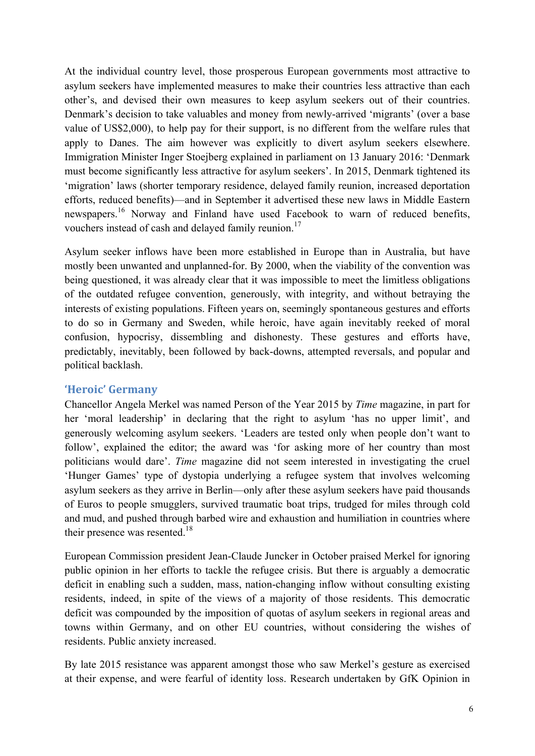At the individual country level, those prosperous European governments most attractive to asylum seekers have implemented measures to make their countries less attractive than each other's, and devised their own measures to keep asylum seekers out of their countries. Denmark's decision to take valuables and money from newly-arrived 'migrants' (over a base value of US$2,000), to help pay for their support, is no different from the welfare rules that apply to Danes. The aim however was explicitly to divert asylum seekers elsewhere. Immigration Minister Inger Stoejberg explained in parliament on 13 January 2016: 'Denmark must become significantly less attractive for asylum seekers'. In 2015, Denmark tightened its 'migration' laws (shorter temporary residence, delayed family reunion, increased deportation efforts, reduced benefits)—and in September it advertised these new laws in Middle Eastern newspapers.[16] Norway and Finland have used Facebook to warn of reduced benefits, vouchers instead of cash and delayed family reunion.[17]

Asylum seeker inflows have been more established in Europe than in Australia, but have mostly been unwanted and unplanned-for. By 2000, when the viability of the convention was being questioned, it was already clear that it was impossible to meet the limitless obligations of the outdated refugee convention, generously, with integrity, and without betraying the interests of existing populations. Fifteen years on, seemingly spontaneous gestures and efforts to do so in Germany and Sweden, while heroic, have again inevitably reeked of moral confusion, hypocrisy, dissembling and dishonesty. These gestures and efforts have, predictably, inevitably, been followed by back-downs, attempted reversals, and popular and political backlash.

## 'Heroic' Germany

Chancellor Angela Merkel was named Person of the Year 2015 by *Time* magazine, in part for her 'moral leadership' in declaring that the right to asylum 'has no upper limit', and generously welcoming asylum seekers. 'Leaders are tested only when people don't want to follow', explained the editor; the award was 'for asking more of her country than most politicians would dare'. *Time* magazine did not seem interested in investigating the cruel 'Hunger Games' type of dystopia underlying a refugee system that involves welcoming asylum seekers as they arrive in Berlin—only after these asylum seekers have paid thousands of Euros to people smugglers, survived traumatic boat trips, trudged for miles through cold and mud, and pushed through barbed wire and exhaustion and humiliation in countries where their presence was resented.[18]

European Commission president Jean-Claude Juncker in October praised Merkel for ignoring public opinion in her efforts to tackle the refugee crisis. But there is arguably a democratic deficit in enabling such a sudden, mass, nation-changing inflow without consulting existing residents, indeed, in spite of the views of a majority of those residents. This democratic deficit was compounded by the imposition of quotas of asylum seekers in regional areas and towns within Germany, and on other EU countries, without considering the wishes of residents. Public anxiety increased.

By late 2015 resistance was apparent amongst those who saw Merkel's gesture as exercised at their expense, and were fearful of identity loss. Research undertaken by GfK Opinion in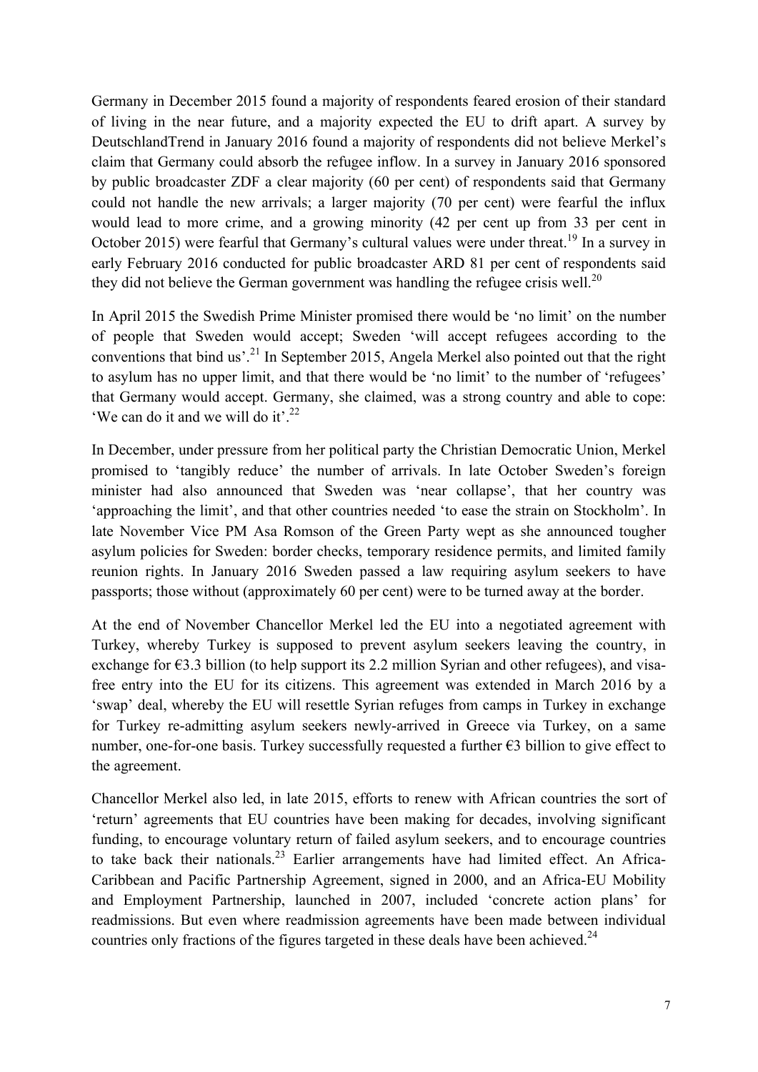Germany in December 2015 found a majority of respondents feared erosion of their standard of living in the near future, and a majority expected the EU to drift apart. A survey by DeutschlandTrend in January 2016 found a majority of respondents did not believe Merkel's claim that Germany could absorb the refugee inflow. In a survey in January 2016 sponsored by public broadcaster ZDF a clear majority (60 per cent) of respondents said that Germany could not handle the new arrivals; a larger majority (70 per cent) were fearful the influx would lead to more crime, and a growing minority (42 per cent up from 33 per cent in October 2015) were fearful that Germany's cultural values were under threat.[19] In a survey in early February 2016 conducted for public broadcaster ARD 81 per cent of respondents said they did not believe the German government was handling the refugee crisis well.[20]

In April 2015 the Swedish Prime Minister promised there would be 'no limit' on the number of people that Sweden would accept; Sweden 'will accept refugees according to the conventions that bind us'.[21] In September 2015, Angela Merkel also pointed out that the right to asylum has no upper limit, and that there would be 'no limit' to the number of 'refugees' that Germany would accept. Germany, she claimed, was a strong country and able to cope: 'We can do it and we will do it'.[22]

In December, under pressure from her political party the Christian Democratic Union, Merkel promised to 'tangibly reduce' the number of arrivals. In late October Sweden's foreign minister had also announced that Sweden was 'near collapse', that her country was 'approaching the limit', and that other countries needed 'to ease the strain on Stockholm'. In late November Vice PM Asa Romson of the Green Party wept as she announced tougher asylum policies for Sweden: border checks, temporary residence permits, and limited family reunion rights. In January 2016 Sweden passed a law requiring asylum seekers to have passports; those without (approximately 60 per cent) were to be turned away at the border.

At the end of November Chancellor Merkel led the EU into a negotiated agreement with Turkey, whereby Turkey is supposed to prevent asylum seekers leaving the country, in exchange for €3.3 billion (to help support its 2.2 million Syrian and other refugees), and visa-free entry into the EU for its citizens. This agreement was extended in March 2016 by a 'swap' deal, whereby the EU will resettle Syrian refuges from camps in Turkey in exchange for Turkey re-admitting asylum seekers newly-arrived in Greece via Turkey, on a same number, one-for-one basis. Turkey successfully requested a further €3 billion to give effect to the agreement.

Chancellor Merkel also led, in late 2015, efforts to renew with African countries the sort of 'return' agreements that EU countries have been making for decades, involving significant funding, to encourage voluntary return of failed asylum seekers, and to encourage countries to take back their nationals.[23] Earlier arrangements have had limited effect. An Africa-Caribbean and Pacific Partnership Agreement, signed in 2000, and an Africa-EU Mobility and Employment Partnership, launched in 2007, included 'concrete action plans' for readmissions. But even where readmission agreements have been made between individual countries only fractions of the figures targeted in these deals have been achieved.[24]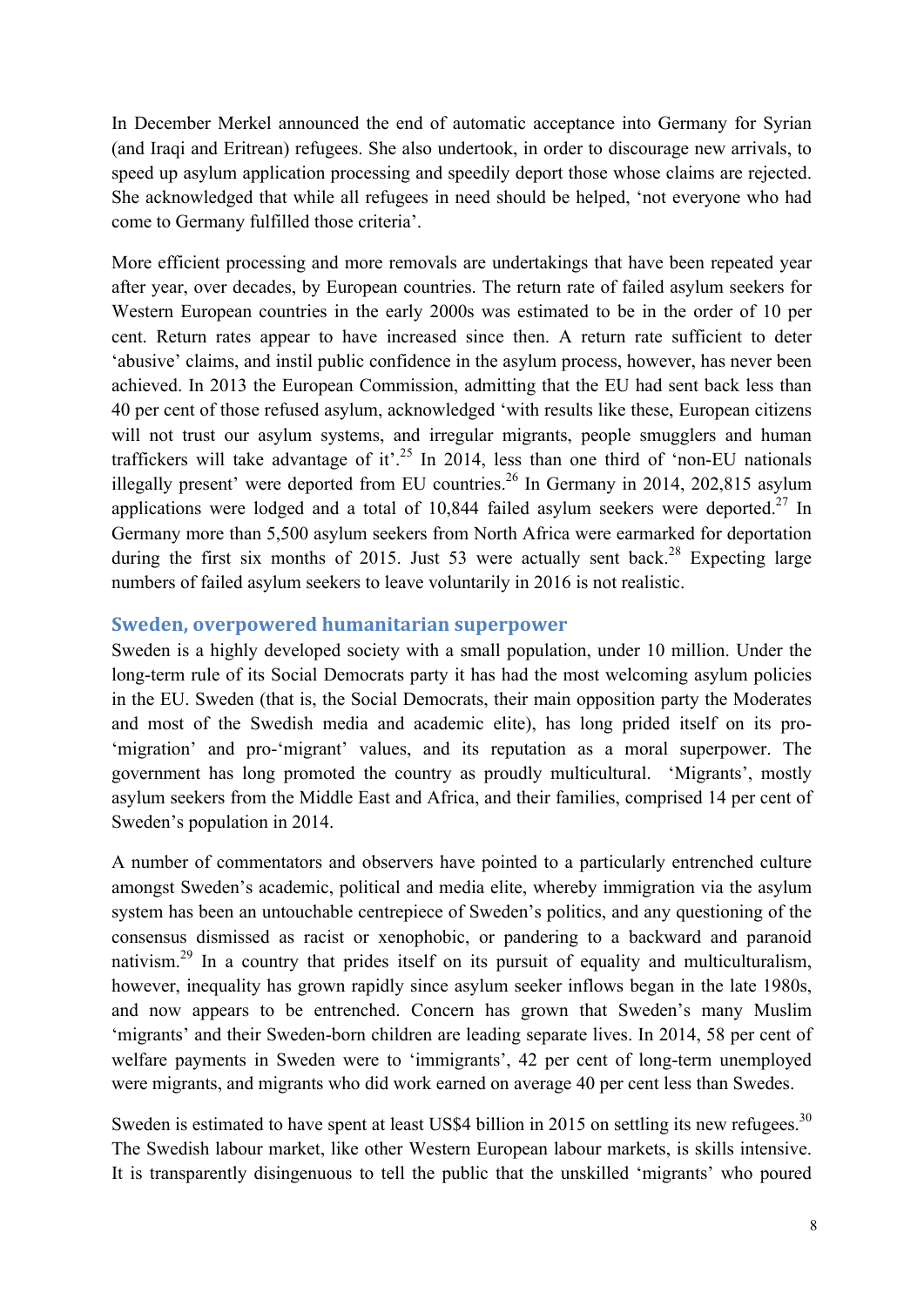In December Merkel announced the end of automatic acceptance into Germany for Syrian (and Iraqi and Eritrean) refugees. She also undertook, in order to discourage new arrivals, to speed up asylum application processing and speedily deport those whose claims are rejected. She acknowledged that while all refugees in need should be helped, 'not everyone who had come to Germany fulfilled those criteria'.

More efficient processing and more removals are undertakings that have been repeated year after year, over decades, by European countries. The return rate of failed asylum seekers for Western European countries in the early 2000s was estimated to be in the order of 10 per cent. Return rates appear to have increased since then. A return rate sufficient to deter 'abusive' claims, and instil public confidence in the asylum process, however, has never been achieved. In 2013 the European Commission, admitting that the EU had sent back less than 40 per cent of those refused asylum, acknowledged 'with results like these, European citizens will not trust our asylum systems, and irregular migrants, people smugglers and human traffickers will take advantage of it'.[25] In 2014, less than one third of 'non-EU nationals illegally present' were deported from EU countries.[26] In Germany in 2014, 202,815 asylum applications were lodged and a total of 10,844 failed asylum seekers were deported.[27] In Germany more than 5,500 asylum seekers from North Africa were earmarked for deportation during the first six months of 2015. Just 53 were actually sent back.[28] Expecting large numbers of failed asylum seekers to leave voluntarily in 2016 is not realistic.

## Sweden, overpowered humanitarian superpower

Sweden is a highly developed society with a small population, under 10 million. Under the long-term rule of its Social Democrats party it has had the most welcoming asylum policies in the EU. Sweden (that is, the Social Democrats, their main opposition party the Moderates and most of the Swedish media and academic elite), has long prided itself on its pro-'migration' and pro-'migrant' values, and its reputation as a moral superpower. The government has long promoted the country as proudly multicultural. 'Migrants', mostly asylum seekers from the Middle East and Africa, and their families, comprised 14 per cent of Sweden's population in 2014.

A number of commentators and observers have pointed to a particularly entrenched culture amongst Sweden's academic, political and media elite, whereby immigration via the asylum system has been an untouchable centrepiece of Sweden's politics, and any questioning of the consensus dismissed as racist or xenophobic, or pandering to a backward and paranoid nativism.[29] In a country that prides itself on its pursuit of equality and multiculturalism, however, inequality has grown rapidly since asylum seeker inflows began in the late 1980s, and now appears to be entrenched. Concern has grown that Sweden's many Muslim 'migrants' and their Sweden-born children are leading separate lives. In 2014, 58 per cent of welfare payments in Sweden were to 'immigrants', 42 per cent of long-term unemployed were migrants, and migrants who did work earned on average 40 per cent less than Swedes.

Sweden is estimated to have spent at least US$4 billion in 2015 on settling its new refugees.[30] The Swedish labour market, like other Western European labour markets, is skills intensive. It is transparently disingenuous to tell the public that the unskilled 'migrants' who poured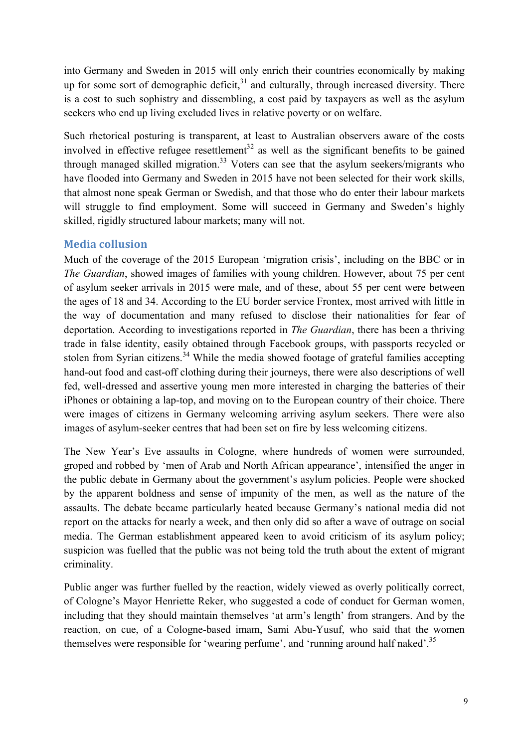into Germany and Sweden in 2015 will only enrich their countries economically by making up for some sort of demographic deficit,[31] and culturally, through increased diversity. There is a cost to such sophistry and dissembling, a cost paid by taxpayers as well as the asylum seekers who end up living excluded lives in relative poverty or on welfare.

Such rhetorical posturing is transparent, at least to Australian observers aware of the costs involved in effective refugee resettlement[32] as well as the significant benefits to be gained through managed skilled migration.[33] Voters can see that the asylum seekers/migrants who have flooded into Germany and Sweden in 2015 have not been selected for their work skills, that almost none speak German or Swedish, and that those who do enter their labour markets will struggle to find employment. Some will succeed in Germany and Sweden's highly skilled, rigidly structured labour markets; many will not.

## Media collusion

Much of the coverage of the 2015 European 'migration crisis', including on the BBC or in *The Guardian*, showed images of families with young children. However, about 75 per cent of asylum seeker arrivals in 2015 were male, and of these, about 55 per cent were between the ages of 18 and 34. According to the EU border service Frontex, most arrived with little in the way of documentation and many refused to disclose their nationalities for fear of deportation. According to investigations reported in *The Guardian*, there has been a thriving trade in false identity, easily obtained through Facebook groups, with passports recycled or stolen from Syrian citizens.[34] While the media showed footage of grateful families accepting hand-out food and cast-off clothing during their journeys, there were also descriptions of well fed, well-dressed and assertive young men more interested in charging the batteries of their iPhones or obtaining a lap-top, and moving on to the European country of their choice. There were images of citizens in Germany welcoming arriving asylum seekers. There were also images of asylum-seeker centres that had been set on fire by less welcoming citizens.

The New Year's Eve assaults in Cologne, where hundreds of women were surrounded, groped and robbed by 'men of Arab and North African appearance', intensified the anger in the public debate in Germany about the government's asylum policies. People were shocked by the apparent boldness and sense of impunity of the men, as well as the nature of the assaults. The debate became particularly heated because Germany's national media did not report on the attacks for nearly a week, and then only did so after a wave of outrage on social media. The German establishment appeared keen to avoid criticism of its asylum policy; suspicion was fuelled that the public was not being told the truth about the extent of migrant criminality.

Public anger was further fuelled by the reaction, widely viewed as overly politically correct, of Cologne's Mayor Henriette Reker, who suggested a code of conduct for German women, including that they should maintain themselves 'at arm's length' from strangers. And by the reaction, on cue, of a Cologne-based imam, Sami Abu-Yusuf, who said that the women themselves were responsible for 'wearing perfume', and 'running around half naked'.[35]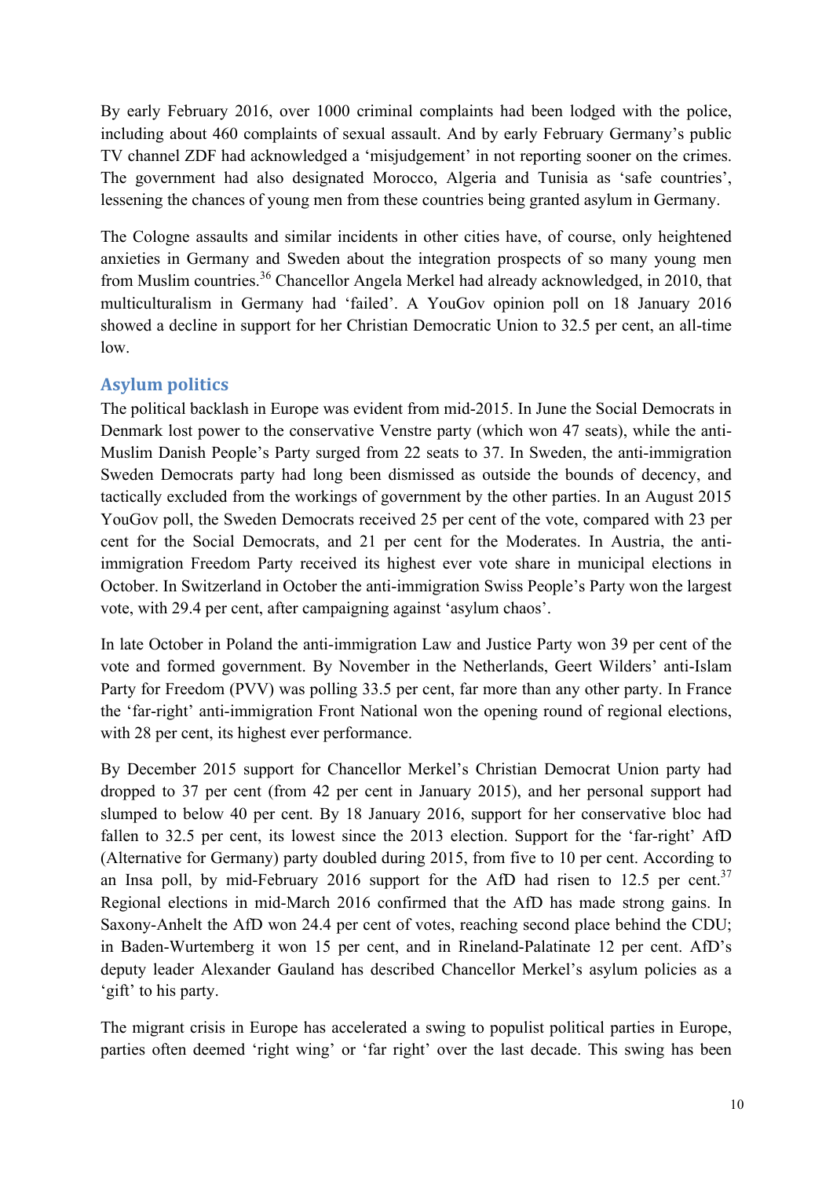By early February 2016, over 1000 criminal complaints had been lodged with the police, including about 460 complaints of sexual assault. And by early February Germany's public TV channel ZDF had acknowledged a 'misjudgement' in not reporting sooner on the crimes. The government had also designated Morocco, Algeria and Tunisia as 'safe countries', lessening the chances of young men from these countries being granted asylum in Germany.

The Cologne assaults and similar incidents in other cities have, of course, only heightened anxieties in Germany and Sweden about the integration prospects of so many young men from Muslim countries.[36] Chancellor Angela Merkel had already acknowledged, in 2010, that multiculturalism in Germany had 'failed'. A YouGov opinion poll on 18 January 2016 showed a decline in support for her Christian Democratic Union to 32.5 per cent, an all-time low.

## Asylum politics

The political backlash in Europe was evident from mid-2015. In June the Social Democrats in Denmark lost power to the conservative Venstre party (which won 47 seats), while the anti-Muslim Danish People's Party surged from 22 seats to 37. In Sweden, the anti-immigration Sweden Democrats party had long been dismissed as outside the bounds of decency, and tactically excluded from the workings of government by the other parties. In an August 2015 YouGov poll, the Sweden Democrats received 25 per cent of the vote, compared with 23 per cent for the Social Democrats, and 21 per cent for the Moderates. In Austria, the anti-immigration Freedom Party received its highest ever vote share in municipal elections in October. In Switzerland in October the anti-immigration Swiss People's Party won the largest vote, with 29.4 per cent, after campaigning against 'asylum chaos'.

In late October in Poland the anti-immigration Law and Justice Party won 39 per cent of the vote and formed government. By November in the Netherlands, Geert Wilders' anti-Islam Party for Freedom (PVV) was polling 33.5 per cent, far more than any other party. In France the 'far-right' anti-immigration Front National won the opening round of regional elections, with 28 per cent, its highest ever performance.

By December 2015 support for Chancellor Merkel's Christian Democrat Union party had dropped to 37 per cent (from 42 per cent in January 2015), and her personal support had slumped to below 40 per cent. By 18 January 2016, support for her conservative bloc had fallen to 32.5 per cent, its lowest since the 2013 election. Support for the 'far-right' AfD (Alternative for Germany) party doubled during 2015, from five to 10 per cent. According to an Insa poll, by mid-February 2016 support for the AfD had risen to 12.5 per cent.[37] Regional elections in mid-March 2016 confirmed that the AfD has made strong gains. In Saxony-Anhelt the AfD won 24.4 per cent of votes, reaching second place behind the CDU; in Baden-Wurtemberg it won 15 per cent, and in Rineland-Palatinate 12 per cent. AfD's deputy leader Alexander Gauland has described Chancellor Merkel's asylum policies as a 'gift' to his party.

The migrant crisis in Europe has accelerated a swing to populist political parties in Europe, parties often deemed 'right wing' or 'far right' over the last decade. This swing has been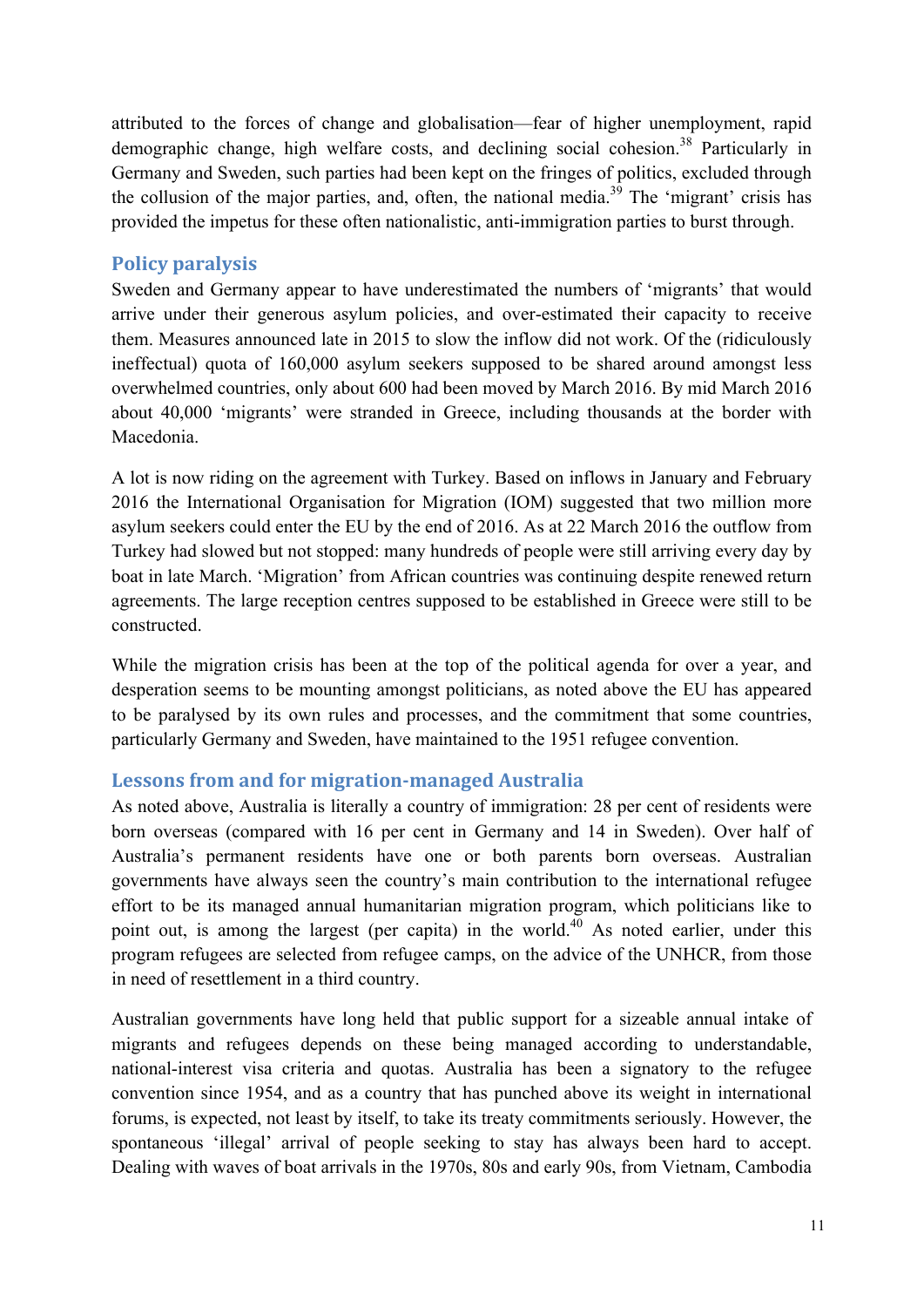attributed to the forces of change and globalisation—fear of higher unemployment, rapid demographic change, high welfare costs, and declining social cohesion.[38] Particularly in Germany and Sweden, such parties had been kept on the fringes of politics, excluded through the collusion of the major parties, and, often, the national media.[39] The 'migrant' crisis has provided the impetus for these often nationalistic, anti-immigration parties to burst through.

## Policy paralysis

Sweden and Germany appear to have underestimated the numbers of 'migrants' that would arrive under their generous asylum policies, and over-estimated their capacity to receive them. Measures announced late in 2015 to slow the inflow did not work. Of the (ridiculously ineffectual) quota of 160,000 asylum seekers supposed to be shared around amongst less overwhelmed countries, only about 600 had been moved by March 2016. By mid March 2016 about 40,000 'migrants' were stranded in Greece, including thousands at the border with Macedonia.

A lot is now riding on the agreement with Turkey. Based on inflows in January and February 2016 the International Organisation for Migration (IOM) suggested that two million more asylum seekers could enter the EU by the end of 2016. As at 22 March 2016 the outflow from Turkey had slowed but not stopped: many hundreds of people were still arriving every day by boat in late March. 'Migration' from African countries was continuing despite renewed return agreements. The large reception centres supposed to be established in Greece were still to be constructed.

While the migration crisis has been at the top of the political agenda for over a year, and desperation seems to be mounting amongst politicians, as noted above the EU has appeared to be paralysed by its own rules and processes, and the commitment that some countries, particularly Germany and Sweden, have maintained to the 1951 refugee convention.

## Lessons from and for migration-managed Australia

As noted above, Australia is literally a country of immigration: 28 per cent of residents were born overseas (compared with 16 per cent in Germany and 14 in Sweden). Over half of Australia's permanent residents have one or both parents born overseas. Australian governments have always seen the country's main contribution to the international refugee effort to be its managed annual humanitarian migration program, which politicians like to point out, is among the largest (per capita) in the world.[40] As noted earlier, under this program refugees are selected from refugee camps, on the advice of the UNHCR, from those in need of resettlement in a third country.

Australian governments have long held that public support for a sizeable annual intake of migrants and refugees depends on these being managed according to understandable, national-interest visa criteria and quotas. Australia has been a signatory to the refugee convention since 1954, and as a country that has punched above its weight in international forums, is expected, not least by itself, to take its treaty commitments seriously. However, the spontaneous 'illegal' arrival of people seeking to stay has always been hard to accept. Dealing with waves of boat arrivals in the 1970s, 80s and early 90s, from Vietnam, Cambodia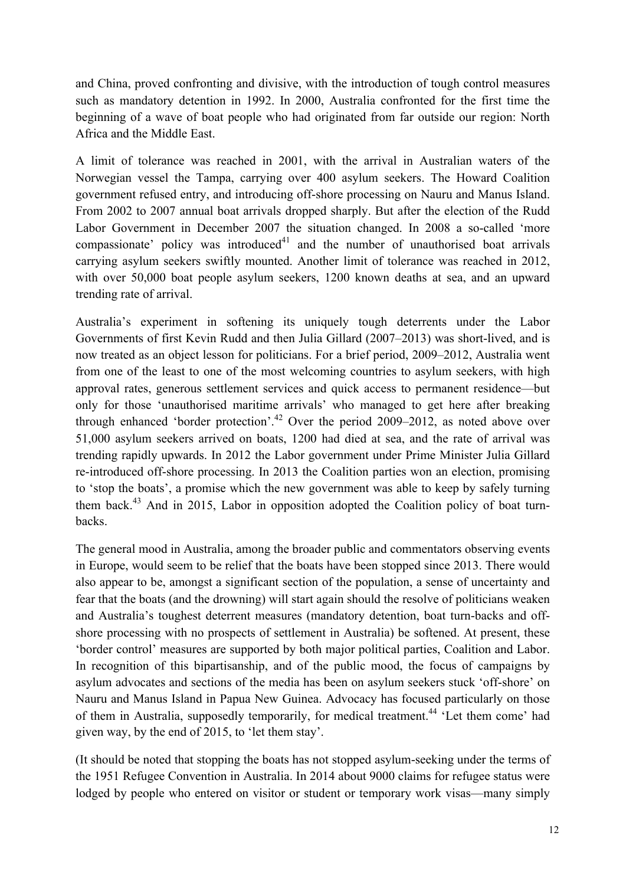and China, proved confronting and divisive, with the introduction of tough control measures such as mandatory detention in 1992. In 2000, Australia confronted for the first time the beginning of a wave of boat people who had originated from far outside our region: North Africa and the Middle East.

A limit of tolerance was reached in 2001, with the arrival in Australian waters of the Norwegian vessel the Tampa, carrying over 400 asylum seekers. The Howard Coalition government refused entry, and introducing off-shore processing on Nauru and Manus Island. From 2002 to 2007 annual boat arrivals dropped sharply. But after the election of the Rudd Labor Government in December 2007 the situation changed. In 2008 a so-called 'more compassionate' policy was introduced[41] and the number of unauthorised boat arrivals carrying asylum seekers swiftly mounted. Another limit of tolerance was reached in 2012, with over 50,000 boat people asylum seekers, 1200 known deaths at sea, and an upward trending rate of arrival.

Australia's experiment in softening its uniquely tough deterrents under the Labor Governments of first Kevin Rudd and then Julia Gillard (2007–2013) was short-lived, and is now treated as an object lesson for politicians. For a brief period, 2009–2012, Australia went from one of the least to one of the most welcoming countries to asylum seekers, with high approval rates, generous settlement services and quick access to permanent residence—but only for those 'unauthorised maritime arrivals' who managed to get here after breaking through enhanced 'border protection'.[42] Over the period 2009–2012, as noted above over 51,000 asylum seekers arrived on boats, 1200 had died at sea, and the rate of arrival was trending rapidly upwards. In 2012 the Labor government under Prime Minister Julia Gillard re-introduced off-shore processing. In 2013 the Coalition parties won an election, promising to 'stop the boats', a promise which the new government was able to keep by safely turning them back.[43] And in 2015, Labor in opposition adopted the Coalition policy of boat turn-backs.

The general mood in Australia, among the broader public and commentators observing events in Europe, would seem to be relief that the boats have been stopped since 2013. There would also appear to be, amongst a significant section of the population, a sense of uncertainty and fear that the boats (and the drowning) will start again should the resolve of politicians weaken and Australia's toughest deterrent measures (mandatory detention, boat turn-backs and off-shore processing with no prospects of settlement in Australia) be softened. At present, these 'border control' measures are supported by both major political parties, Coalition and Labor. In recognition of this bipartisanship, and of the public mood, the focus of campaigns by asylum advocates and sections of the media has been on asylum seekers stuck 'off-shore' on Nauru and Manus Island in Papua New Guinea. Advocacy has focused particularly on those of them in Australia, supposedly temporarily, for medical treatment.[44] 'Let them come' had given way, by the end of 2015, to 'let them stay'.

(It should be noted that stopping the boats has not stopped asylum-seeking under the terms of the 1951 Refugee Convention in Australia. In 2014 about 9000 claims for refugee status were lodged by people who entered on visitor or student or temporary work visas—many simply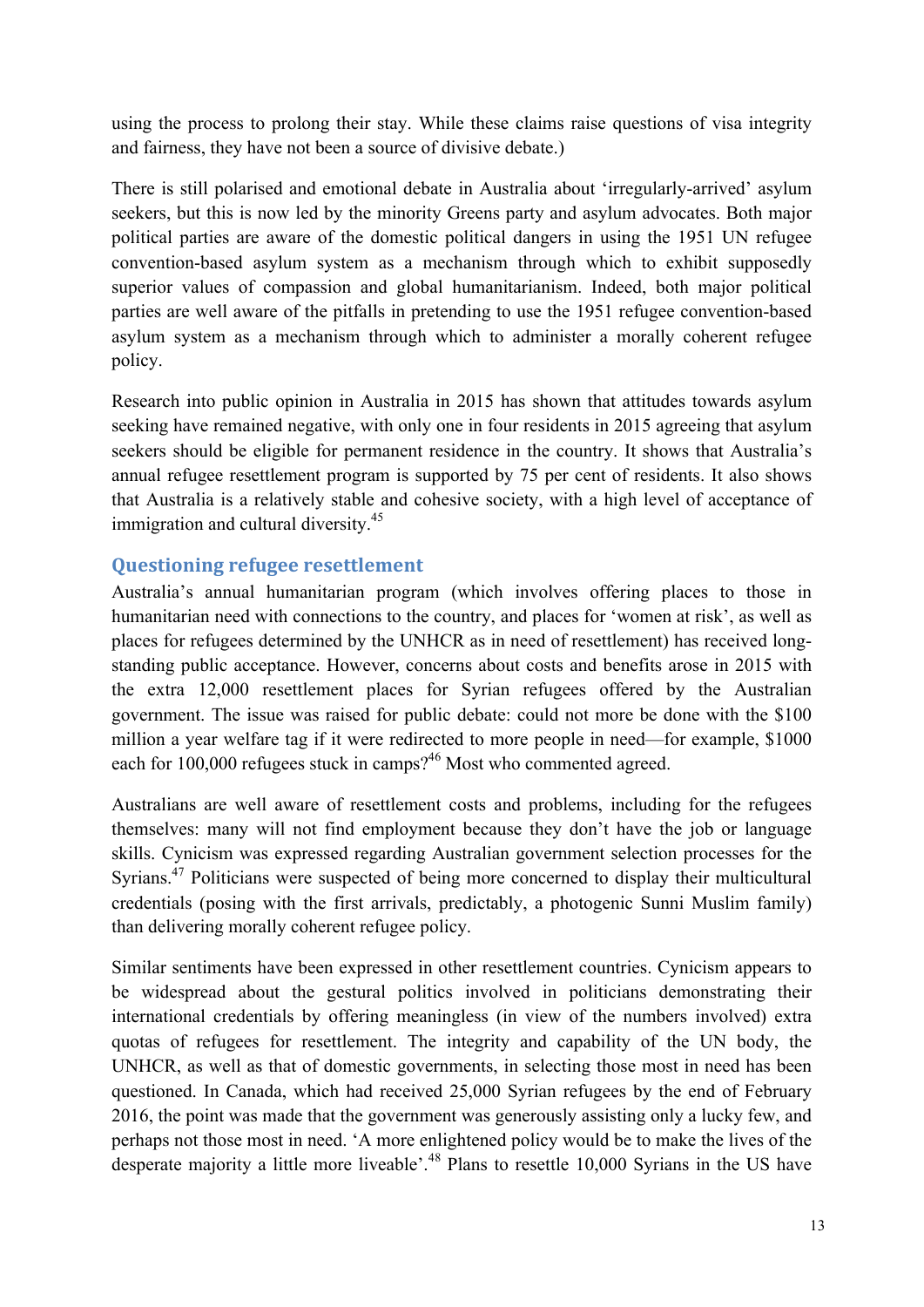using the process to prolong their stay. While these claims raise questions of visa integrity and fairness, they have not been a source of divisive debate.)

There is still polarised and emotional debate in Australia about 'irregularly-arrived' asylum seekers, but this is now led by the minority Greens party and asylum advocates. Both major political parties are aware of the domestic political dangers in using the 1951 UN refugee convention-based asylum system as a mechanism through which to exhibit supposedly superior values of compassion and global humanitarianism. Indeed, both major political parties are well aware of the pitfalls in pretending to use the 1951 refugee convention-based asylum system as a mechanism through which to administer a morally coherent refugee policy.

Research into public opinion in Australia in 2015 has shown that attitudes towards asylum seeking have remained negative, with only one in four residents in 2015 agreeing that asylum seekers should be eligible for permanent residence in the country. It shows that Australia's annual refugee resettlement program is supported by 75 per cent of residents. It also shows that Australia is a relatively stable and cohesive society, with a high level of acceptance of immigration and cultural diversity.[45]

## Questioning refugee resettlement

Australia's annual humanitarian program (which involves offering places to those in humanitarian need with connections to the country, and places for 'women at risk', as well as places for refugees determined by the UNHCR as in need of resettlement) has received long-standing public acceptance. However, concerns about costs and benefits arose in 2015 with the extra 12,000 resettlement places for Syrian refugees offered by the Australian government. The issue was raised for public debate: could not more be done with the $100 million a year welfare tag if it were redirected to more people in need—for example, $1000 each for 100,000 refugees stuck in camps?[46] Most who commented agreed.

Australians are well aware of resettlement costs and problems, including for the refugees themselves: many will not find employment because they don't have the job or language skills. Cynicism was expressed regarding Australian government selection processes for the Syrians.[47] Politicians were suspected of being more concerned to display their multicultural credentials (posing with the first arrivals, predictably, a photogenic Sunni Muslim family) than delivering morally coherent refugee policy.

Similar sentiments have been expressed in other resettlement countries. Cynicism appears to be widespread about the gestural politics involved in politicians demonstrating their international credentials by offering meaningless (in view of the numbers involved) extra quotas of refugees for resettlement. The integrity and capability of the UN body, the UNHCR, as well as that of domestic governments, in selecting those most in need has been questioned. In Canada, which had received 25,000 Syrian refugees by the end of February 2016, the point was made that the government was generously assisting only a lucky few, and perhaps not those most in need. 'A more enlightened policy would be to make the lives of the desperate majority a little more liveable'.[48] Plans to resettle 10,000 Syrians in the US have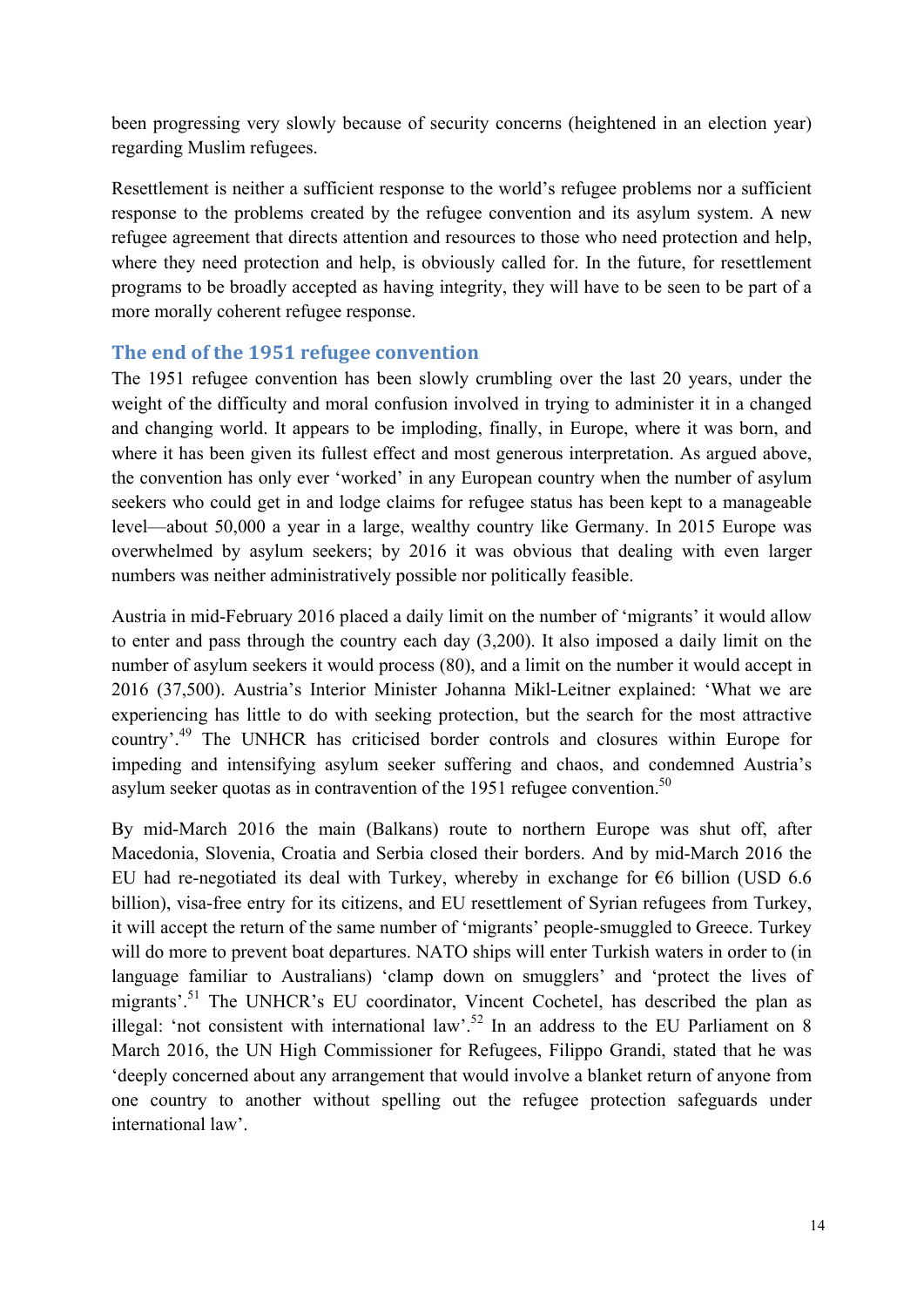been progressing very slowly because of security concerns (heightened in an election year) regarding Muslim refugees.

Resettlement is neither a sufficient response to the world's refugee problems nor a sufficient response to the problems created by the refugee convention and its asylum system. A new refugee agreement that directs attention and resources to those who need protection and help, where they need protection and help, is obviously called for. In the future, for resettlement programs to be broadly accepted as having integrity, they will have to be seen to be part of a more morally coherent refugee response.

## The end of the 1951 refugee convention

The 1951 refugee convention has been slowly crumbling over the last 20 years, under the weight of the difficulty and moral confusion involved in trying to administer it in a changed and changing world. It appears to be imploding, finally, in Europe, where it was born, and where it has been given its fullest effect and most generous interpretation. As argued above, the convention has only ever 'worked' in any European country when the number of asylum seekers who could get in and lodge claims for refugee status has been kept to a manageable level—about 50,000 a year in a large, wealthy country like Germany. In 2015 Europe was overwhelmed by asylum seekers; by 2016 it was obvious that dealing with even larger numbers was neither administratively possible nor politically feasible.

Austria in mid-February 2016 placed a daily limit on the number of 'migrants' it would allow to enter and pass through the country each day (3,200). It also imposed a daily limit on the number of asylum seekers it would process (80), and a limit on the number it would accept in 2016 (37,500). Austria's Interior Minister Johanna Mikl-Leitner explained: 'What we are experiencing has little to do with seeking protection, but the search for the most attractive country'.[49] The UNHCR has criticised border controls and closures within Europe for impeding and intensifying asylum seeker suffering and chaos, and condemned Austria's asylum seeker quotas as in contravention of the 1951 refugee convention.[50]

By mid-March 2016 the main (Balkans) route to northern Europe was shut off, after Macedonia, Slovenia, Croatia and Serbia closed their borders. And by mid-March 2016 the EU had re-negotiated its deal with Turkey, whereby in exchange for €6 billion (USD 6.6 billion), visa-free entry for its citizens, and EU resettlement of Syrian refugees from Turkey, it will accept the return of the same number of 'migrants' people-smuggled to Greece. Turkey will do more to prevent boat departures. NATO ships will enter Turkish waters in order to (in language familiar to Australians) 'clamp down on smugglers' and 'protect the lives of migrants'.[51] The UNHCR's EU coordinator, Vincent Cochetel, has described the plan as illegal: 'not consistent with international law'.[52] In an address to the EU Parliament on 8 March 2016, the UN High Commissioner for Refugees, Filippo Grandi, stated that he was 'deeply concerned about any arrangement that would involve a blanket return of anyone from one country to another without spelling out the refugee protection safeguards under international law'.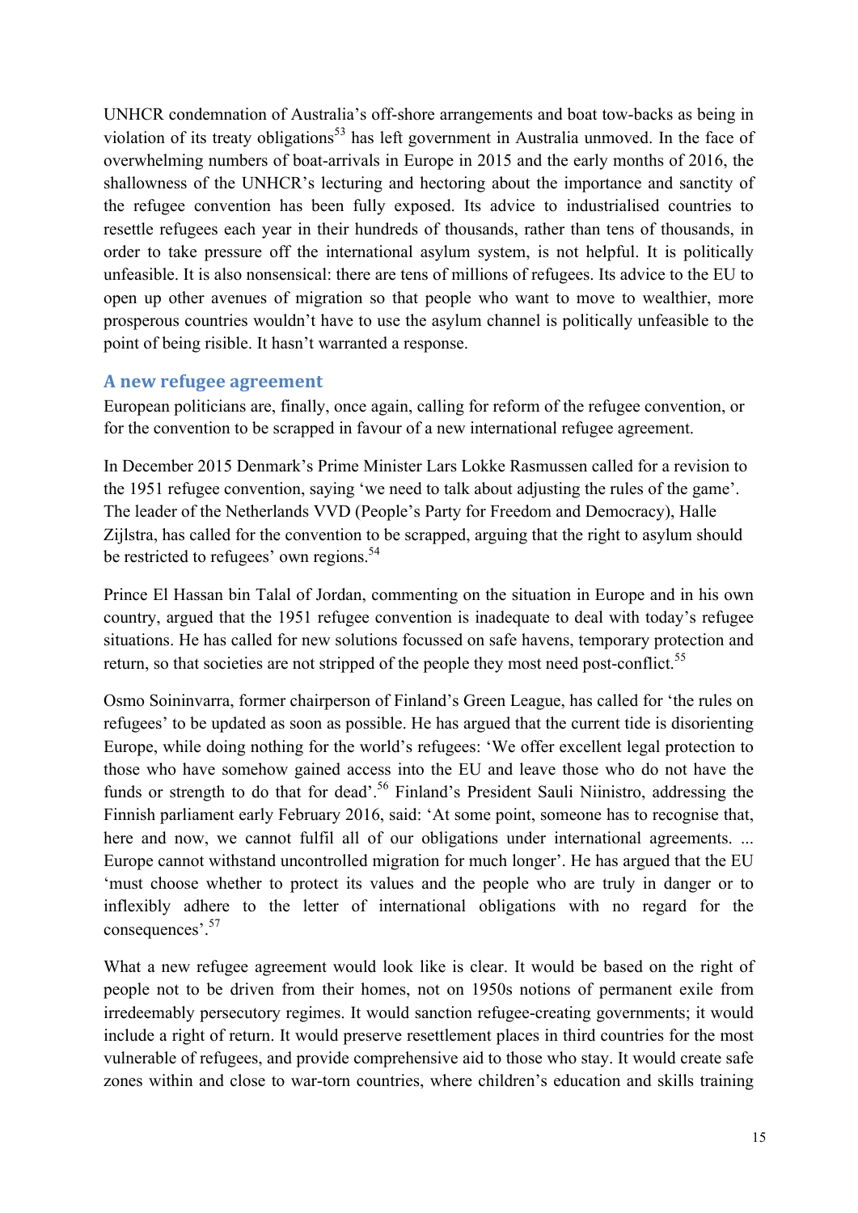UNHCR condemnation of Australia's off-shore arrangements and boat tow-backs as being in violation of its treaty obligations[53] has left government in Australia unmoved. In the face of overwhelming numbers of boat-arrivals in Europe in 2015 and the early months of 2016, the shallowness of the UNHCR's lecturing and hectoring about the importance and sanctity of the refugee convention has been fully exposed. Its advice to industrialised countries to resettle refugees each year in their hundreds of thousands, rather than tens of thousands, in order to take pressure off the international asylum system, is not helpful. It is politically unfeasible. It is also nonsensical: there are tens of millions of refugees. Its advice to the EU to open up other avenues of migration so that people who want to move to wealthier, more prosperous countries wouldn't have to use the asylum channel is politically unfeasible to the point of being risible. It hasn't warranted a response.

## A new refugee agreement

European politicians are, finally, once again, calling for reform of the refugee convention, or for the convention to be scrapped in favour of a new international refugee agreement.

In December 2015 Denmark's Prime Minister Lars Lokke Rasmussen called for a revision to the 1951 refugee convention, saying 'we need to talk about adjusting the rules of the game'. The leader of the Netherlands VVD (People's Party for Freedom and Democracy), Halle Zijlstra, has called for the convention to be scrapped, arguing that the right to asylum should be restricted to refugees' own regions.[54]

Prince El Hassan bin Talal of Jordan, commenting on the situation in Europe and in his own country, argued that the 1951 refugee convention is inadequate to deal with today's refugee situations. He has called for new solutions focussed on safe havens, temporary protection and return, so that societies are not stripped of the people they most need post-conflict.[55]

Osmo Soininvarra, former chairperson of Finland's Green League, has called for 'the rules on refugees' to be updated as soon as possible. He has argued that the current tide is disorienting Europe, while doing nothing for the world's refugees: 'We offer excellent legal protection to those who have somehow gained access into the EU and leave those who do not have the funds or strength to do that for dead'.[56] Finland's President Sauli Niinistro, addressing the Finnish parliament early February 2016, said: 'At some point, someone has to recognise that, here and now, we cannot fulfil all of our obligations under international agreements. ... Europe cannot withstand uncontrolled migration for much longer'. He has argued that the EU 'must choose whether to protect its values and the people who are truly in danger or to inflexibly adhere to the letter of international obligations with no regard for the consequences'.[57]

What a new refugee agreement would look like is clear. It would be based on the right of people not to be driven from their homes, not on 1950s notions of permanent exile from irredeemably persecutory regimes. It would sanction refugee-creating governments; it would include a right of return. It would preserve resettlement places in third countries for the most vulnerable of refugees, and provide comprehensive aid to those who stay. It would create safe zones within and close to war-torn countries, where children's education and skills training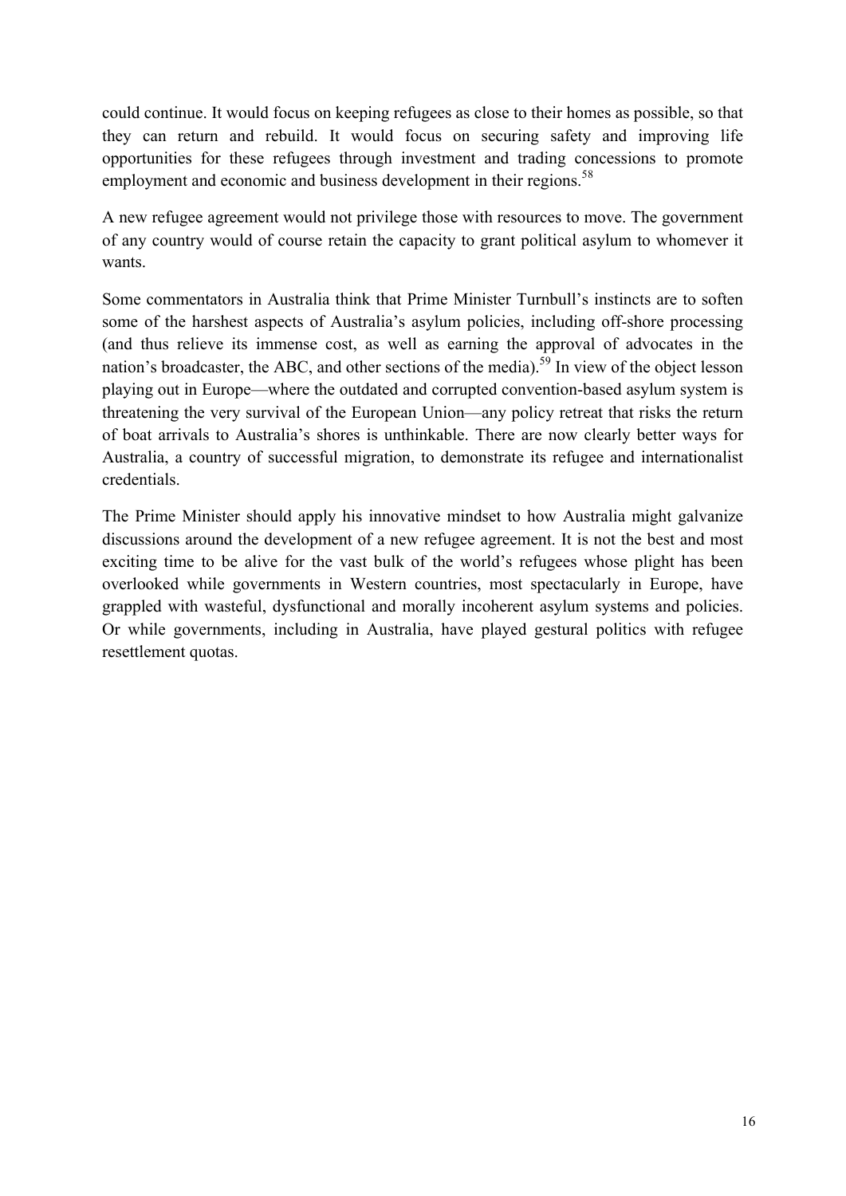could continue. It would focus on keeping refugees as close to their homes as possible, so that they can return and rebuild. It would focus on securing safety and improving life opportunities for these refugees through investment and trading concessions to promote employment and economic and business development in their regions.[58]

A new refugee agreement would not privilege those with resources to move. The government of any country would of course retain the capacity to grant political asylum to whomever it wants.

Some commentators in Australia think that Prime Minister Turnbull's instincts are to soften some of the harshest aspects of Australia's asylum policies, including off-shore processing (and thus relieve its immense cost, as well as earning the approval of advocates in the nation's broadcaster, the ABC, and other sections of the media).[59] In view of the object lesson playing out in Europe—where the outdated and corrupted convention-based asylum system is threatening the very survival of the European Union—any policy retreat that risks the return of boat arrivals to Australia's shores is unthinkable. There are now clearly better ways for Australia, a country of successful migration, to demonstrate its refugee and internationalist credentials.

The Prime Minister should apply his innovative mindset to how Australia might galvanize discussions around the development of a new refugee agreement. It is not the best and most exciting time to be alive for the vast bulk of the world's refugees whose plight has been overlooked while governments in Western countries, most spectacularly in Europe, have grappled with wasteful, dysfunctional and morally incoherent asylum systems and policies. Or while governments, including in Australia, have played gestural politics with refugee resettlement quotas.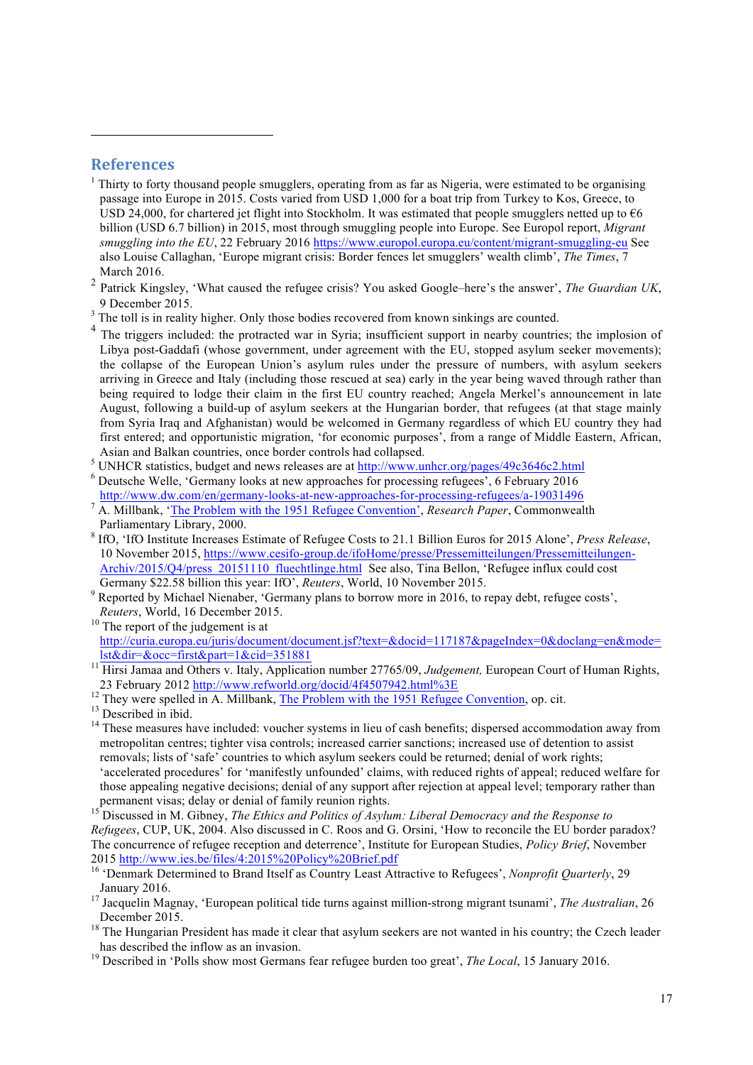## References

[1] Thirty to forty thousand people smugglers, operating from as far as Nigeria, were estimated to be organising passage into Europe in 2015. Costs varied from USD 1,000 for a boat trip from Turkey to Kos, Greece, to USD 24,000, for chartered jet flight into Stockholm. It was estimated that people smugglers netted up to €6 billion (USD 6.7 billion) in 2015, most through smuggling people into Europe. See Europol report, *Migrant smuggling into the EU*, 22 February 2016 https://www.europol.europa.eu/content/migrant-smuggling-eu See also Louise Callaghan, 'Europe migrant crisis: Border fences let smugglers' wealth climb', *The Times*, 7 March 2016.

[2] Patrick Kingsley, 'What caused the refugee crisis? You asked Google–here's the answer', *The Guardian UK*, 9 December 2015.

[3] The toll is in reality higher. Only those bodies recovered from known sinkings are counted.

[4] The triggers included: the protracted war in Syria; insufficient support in nearby countries; the implosion of Libya post-Gaddafi (whose government, under agreement with the EU, stopped asylum seeker movements); the collapse of the European Union's asylum rules under the pressure of numbers, with asylum seekers arriving in Greece and Italy (including those rescued at sea) early in the year being waved through rather than being required to lodge their claim in the first EU country reached; Angela Merkel's announcement in late August, following a build-up of asylum seekers at the Hungarian border, that refugees (at that stage mainly from Syria Iraq and Afghanistan) would be welcomed in Germany regardless of which EU country they had first entered; and opportunistic migration, 'for economic purposes', from a range of Middle Eastern, African, Asian and Balkan countries, once border controls had collapsed.

[5] UNHCR statistics, budget and news releases are at http://www.unhcr.org/pages/49c3646c2.html

[6] Deutsche Welle, 'Germany looks at new approaches for processing refugees', 6 February 2016 http://www.dw.com/en/germany-looks-at-new-approaches-for-processing-refugees/a-19031496

[7] A. Millbank, 'The Problem with the 1951 Refugee Convention', *Research Paper*, Commonwealth Parliamentary Library, 2000.

[8] IfO, 'IfO Institute Increases Estimate of Refugee Costs to 21.1 Billion Euros for 2015 Alone', *Press Release*, 10 November 2015, https://www.cesifo-group.de/ifoHome/presse/Pressemitteilungen/Pressemitteilungen-Archiv/2015/Q4/press_20151110_fluechtlinge.html See also, Tina Bellon, 'Refugee influx could cost Germany $22.58 billion this year: IfO', *Reuters*, World, 10 November 2015.

[9] Reported by Michael Nienaber, 'Germany plans to borrow more in 2016, to repay debt, refugee costs', *Reuters*, World, 16 December 2015.

[10] The report of the judgement is at http://curia.europa.eu/juris/document/document.jsf?text=&docid=117187&pageIndex=0&doclang=en&mode=lst&dir=&occ=first&part=1&cid=351881

[11] Hirsi Jamaa and Others v. Italy, Application number 27765/09, *Judgement,* European Court of Human Rights, 23 February 2012 http://www.refworld.org/docid/4f4507942.html%3E

[12] They were spelled in A. Millbank, The Problem with the 1951 Refugee Convention, op. cit.

[13] Described in ibid.

[14] These measures have included: voucher systems in lieu of cash benefits; dispersed accommodation away from metropolitan centres; tighter visa controls; increased carrier sanctions; increased use of detention to assist removals; lists of 'safe' countries to which asylum seekers could be returned; denial of work rights; 'accelerated procedures' for 'manifestly unfounded' claims, with reduced rights of appeal; reduced welfare for those appealing negative decisions; denial of any support after rejection at appeal level; temporary rather than permanent visas; delay or denial of family reunion rights.

[15] Discussed in M. Gibney, *The Ethics and Politics of Asylum: Liberal Democracy and the Response to Refugees*, CUP, UK, 2004. Also discussed in C. Roos and G. Orsini, 'How to reconcile the EU border paradox? The concurrence of refugee reception and deterrence', Institute for European Studies, *Policy Brief*, November 2015 http://www.ies.be/files/4:2015%20Policy%20Brief.pdf

[16] 'Denmark Determined to Brand Itself as Country Least Attractive to Refugees', *Nonprofit Quarterly*, 29 January 2016.

[17] Jacquelin Magnay, 'European political tide turns against million-strong migrant tsunami', *The Australian*, 26 December 2015.

[18] The Hungarian President has made it clear that asylum seekers are not wanted in his country; the Czech leader has described the inflow as an invasion.

[19] Described in 'Polls show most Germans fear refugee burden too great', *The Local*, 15 January 2016.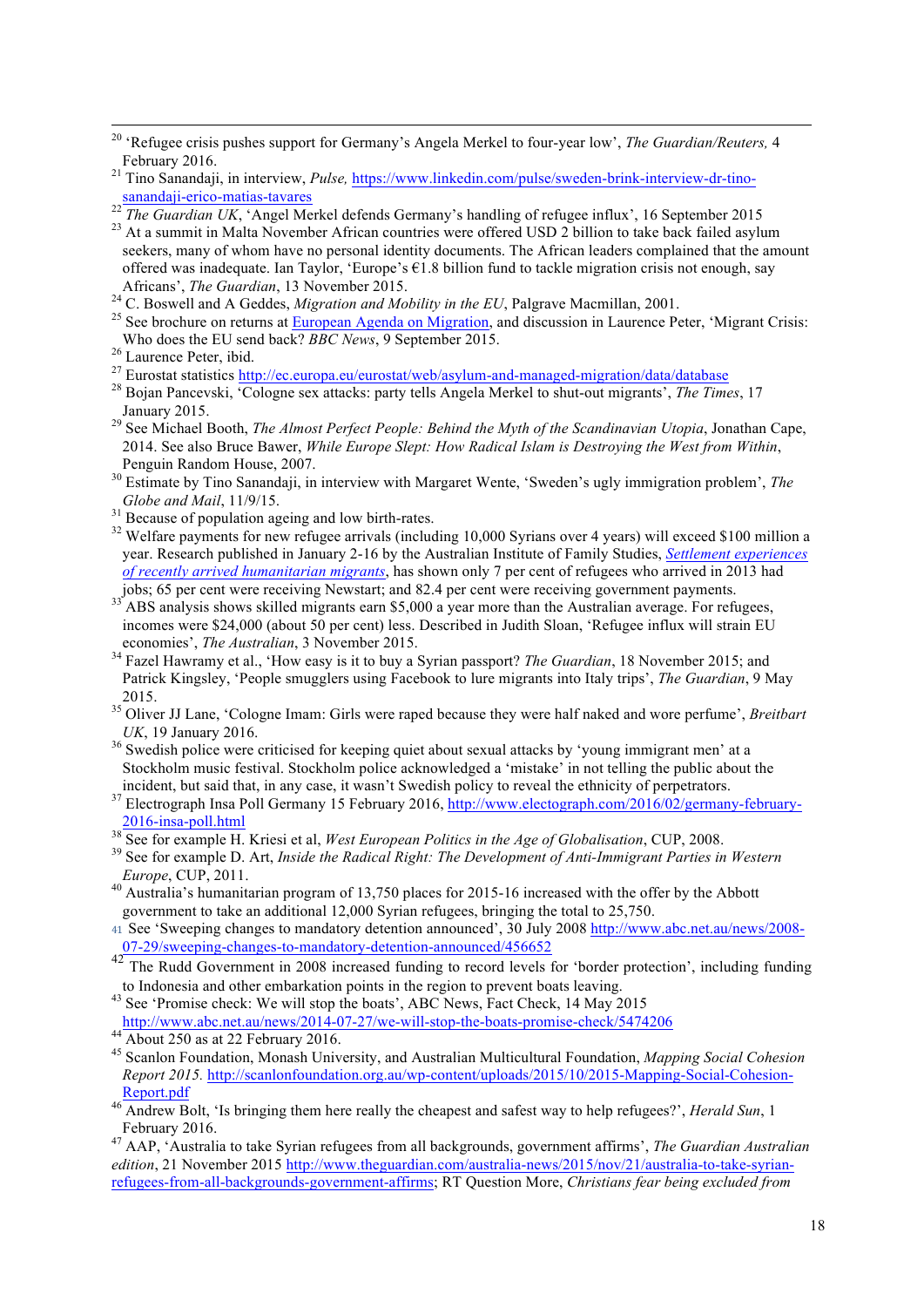[20] 'Refugee crisis pushes support for Germany's Angela Merkel to four-year low', *The Guardian/Reuters,* 4 February 2016.

[21] Tino Sanandaji, in interview, *Pulse,* https://www.linkedin.com/pulse/sweden-brink-interview-dr-tino-sanandaji-erico-matias-tavares

[22] *The Guardian UK*, 'Angel Merkel defends Germany's handling of refugee influx', 16 September 2015

[23] At a summit in Malta November African countries were offered USD 2 billion to take back failed asylum seekers, many of whom have no personal identity documents. The African leaders complained that the amount offered was inadequate. Ian Taylor, 'Europe's €1.8 billion fund to tackle migration crisis not enough, say Africans', *The Guardian*, 13 November 2015.

[24] C. Boswell and A Geddes, *Migration and Mobility in the EU*, Palgrave Macmillan, 2001.

[25] See brochure on returns at European Agenda on Migration, and discussion in Laurence Peter, 'Migrant Crisis: Who does the EU send back? *BBC News*, 9 September 2015.

[26] Laurence Peter, ibid.

[27] Eurostat statistics http://ec.europa.eu/eurostat/web/asylum-and-managed-migration/data/database

[28] Bojan Pancevski, 'Cologne sex attacks: party tells Angela Merkel to shut-out migrants', *The Times*, 17 January 2015.

[29] See Michael Booth, *The Almost Perfect People: Behind the Myth of the Scandinavian Utopia*, Jonathan Cape, 2014. See also Bruce Bawer, *While Europe Slept: How Radical Islam is Destroying the West from Within*, Penguin Random House, 2007.

[30] Estimate by Tino Sanandaji, in interview with Margaret Wente, 'Sweden's ugly immigration problem', *The Globe and Mail*, 11/9/15.

[31] Because of population ageing and low birth-rates.

[32] Welfare payments for new refugee arrivals (including 10,000 Syrians over 4 years) will exceed $100 million a year. Research published in January 2-16 by the Australian Institute of Family Studies, *Settlement experiences of recently arrived humanitarian migrants*, has shown only 7 per cent of refugees who arrived in 2013 had jobs; 65 per cent were receiving Newstart; and 82.4 per cent were receiving government payments.

[33] ABS analysis shows skilled migrants earn $5,000 a year more than the Australian average. For refugees, incomes were $24,000 (about 50 per cent) less. Described in Judith Sloan, 'Refugee influx will strain EU economies', *The Australian*, 3 November 2015.

[34] Fazel Hawramy et al., 'How easy is it to buy a Syrian passport? *The Guardian*, 18 November 2015; and Patrick Kingsley, 'People smugglers using Facebook to lure migrants into Italy trips', *The Guardian*, 9 May 2015.

[35] Oliver JJ Lane, 'Cologne Imam: Girls were raped because they were half naked and wore perfume', *Breitbart UK*, 19 January 2016.

[36] Swedish police were criticised for keeping quiet about sexual attacks by 'young immigrant men' at a Stockholm music festival. Stockholm police acknowledged a 'mistake' in not telling the public about the incident, but said that, in any case, it wasn't Swedish policy to reveal the ethnicity of perpetrators.

[37] Electrograph Insa Poll Germany 15 February 2016, http://www.electograph.com/2016/02/germany-february-2016-insa-poll.html

[38] See for example H. Kriesi et al, *West European Politics in the Age of Globalisation*, CUP, 2008.

[39] See for example D. Art, *Inside the Radical Right: The Development of Anti-Immigrant Parties in Western Europe*, CUP, 2011.

[40] Australia's humanitarian program of 13,750 places for 2015-16 increased with the offer by the Abbott government to take an additional 12,000 Syrian refugees, bringing the total to 25,750.

[41] See 'Sweeping changes to mandatory detention announced', 30 July 2008 http://www.abc.net.au/news/2008-07-29/sweeping-changes-to-mandatory-detention-announced/456652

[42] The Rudd Government in 2008 increased funding to record levels for 'border protection', including funding to Indonesia and other embarkation points in the region to prevent boats leaving.

[43] See 'Promise check: We will stop the boats', ABC News, Fact Check, 14 May 2015 http://www.abc.net.au/news/2014-07-27/we-will-stop-the-boats-promise-check/5474206

[44] About 250 as at 22 February 2016.

[45] Scanlon Foundation, Monash University, and Australian Multicultural Foundation, *Mapping Social Cohesion Report 2015.* http://scanlonfoundation.org.au/wp-content/uploads/2015/10/2015-Mapping-Social-Cohesion-Report.pdf

[46] Andrew Bolt, 'Is bringing them here really the cheapest and safest way to help refugees?', *Herald Sun*, 1 February 2016.

[47] AAP, 'Australia to take Syrian refugees from all backgrounds, government affirms', *The Guardian Australian edition*, 21 November 2015 http://www.theguardian.com/australia-news/2015/nov/21/australia-to-take-syrian-refugees-from-all-backgrounds-government-affirms; RT Question More, *Christians fear being excluded from*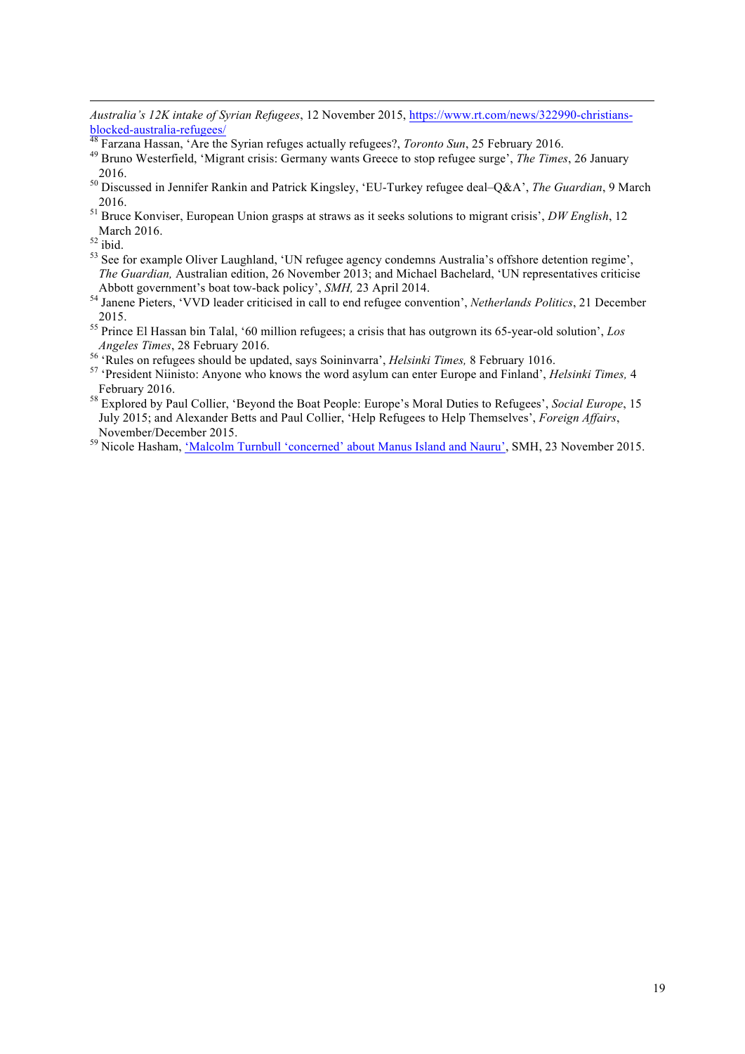*Australia's 12K intake of Syrian Refugees*, 12 November 2015, https://www.rt.com/news/322990-christians-blocked-australia-refugees/

[48] Farzana Hassan, 'Are the Syrian refuges actually refugees?, *Toronto Sun*, 25 February 2016.

[49] Bruno Westerfield, 'Migrant crisis: Germany wants Greece to stop refugee surge', *The Times*, 26 January 2016.

[50] Discussed in Jennifer Rankin and Patrick Kingsley, 'EU-Turkey refugee deal–Q&A', *The Guardian*, 9 March 2016.

[51] Bruce Konviser, European Union grasps at straws as it seeks solutions to migrant crisis', *DW English*, 12 March 2016.

[52] ibid.

[53] See for example Oliver Laughland, 'UN refugee agency condemns Australia's offshore detention regime', *The Guardian,* Australian edition, 26 November 2013; and Michael Bachelard, 'UN representatives criticise Abbott government's boat tow-back policy', *SMH,* 23 April 2014.

[54] Janene Pieters, 'VVD leader criticised in call to end refugee convention', *Netherlands Politics*, 21 December 2015.

[55] Prince El Hassan bin Talal, '60 million refugees; a crisis that has outgrown its 65-year-old solution', *Los Angeles Times*, 28 February 2016.

[56] 'Rules on refugees should be updated, says Soininvarra', *Helsinki Times,* 8 February 1016.

[57] 'President Niinisto: Anyone who knows the word asylum can enter Europe and Finland', *Helsinki Times,* 4 February 2016.

[58] Explored by Paul Collier, 'Beyond the Boat People: Europe's Moral Duties to Refugees', *Social Europe*, 15 July 2015; and Alexander Betts and Paul Collier, 'Help Refugees to Help Themselves', *Foreign Affairs*, November/December 2015.

[59] Nicole Hasham, 'Malcolm Turnbull 'concerned' about Manus Island and Nauru', SMH, 23 November 2015.